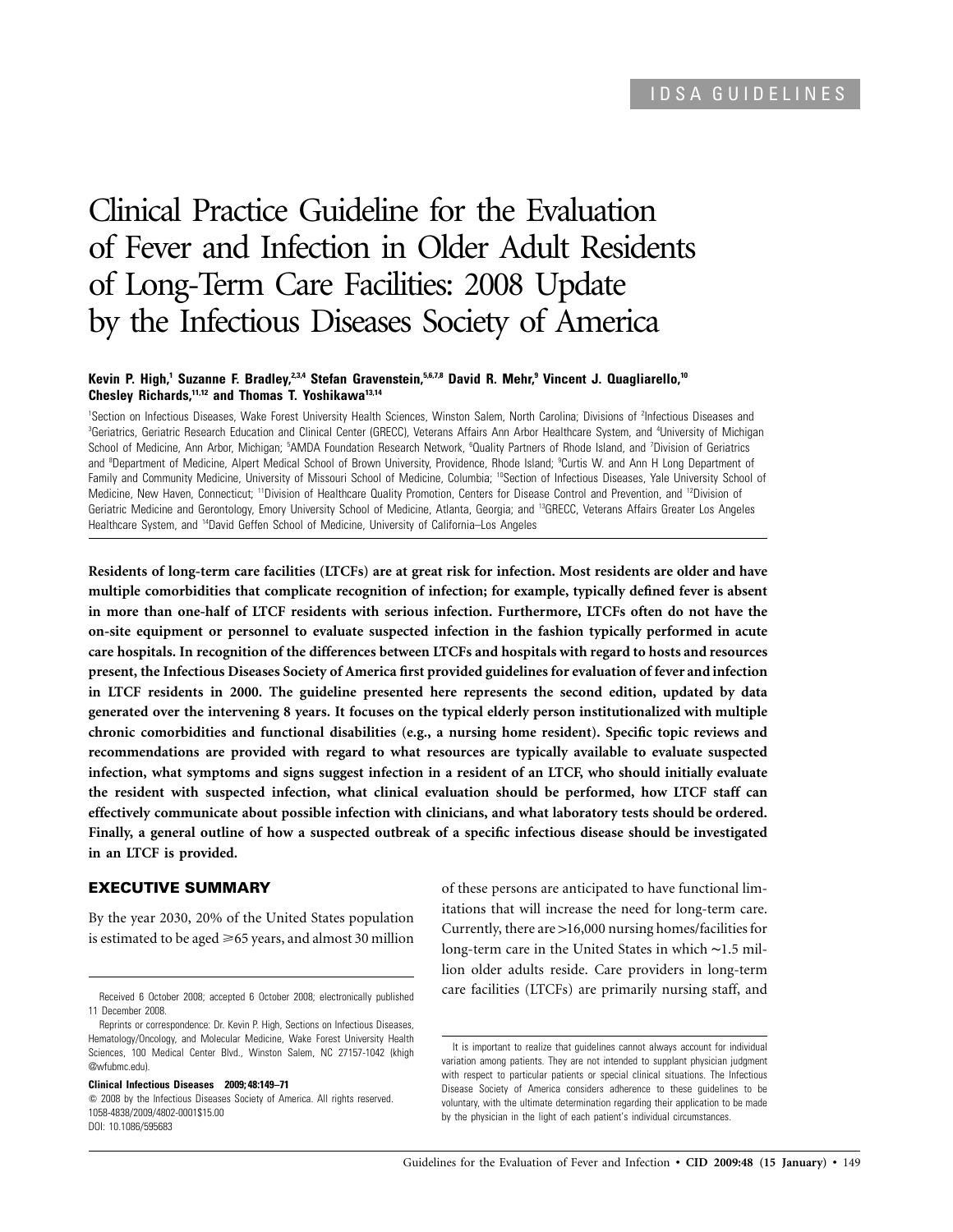IDSA GUIDELINES

# Clinical Practice Guideline for the Evaluation of Fever and Infection in Older Adult Residents of Long-Term Care Facilities: 2008 Update by the Infectious Diseases Society of America

**Kevin P. High,[1] Suzanne F. Bradley,[2,3,4] Stefan Gravenstein,[5,6,7,8] David R. Mehr,[9] Vincent J. Quagliarello,[10] Chesley Richards,[11,12] and Thomas T. Yoshikawa[13,14]**

[1]Section on Infectious Diseases, Wake Forest University Health Sciences, Winston Salem, North Carolina; Divisions of [2]Infectious Diseases and [3]Geriatrics, Geriatric Research Education and Clinical Center (GRECC), Veterans Affairs Ann Arbor Healthcare System, and [4]University of Michigan School of Medicine, Ann Arbor, Michigan; [5]AMDA Foundation Research Network, [6]Quality Partners of Rhode Island, and [7]Division of Geriatrics and [8]Department of Medicine, Alpert Medical School of Brown University, Providence, Rhode Island; [9]Curtis W. and Ann H Long Department of Family and Community Medicine, University of Missouri School of Medicine, Columbia; [10]Section of Infectious Diseases, Yale University School of Medicine, New Haven, Connecticut; [11]Division of Healthcare Quality Promotion, Centers for Disease Control and Prevention, and [12]Division of Geriatric Medicine and Gerontology, Emory University School of Medicine, Atlanta, Georgia; and [13]GRECC, Veterans Affairs Greater Los Angeles Healthcare System, and [14]David Geffen School of Medicine, University of California–Los Angeles

**Residents of long-term care facilities (LTCFs) are at great risk for infection. Most residents are older and have multiple comorbidities that complicate recognition of infection; for example, typically defined fever is absent in more than one-half of LTCF residents with serious infection. Furthermore, LTCFs often do not have the on-site equipment or personnel to evaluate suspected infection in the fashion typically performed in acute care hospitals. In recognition of the differences between LTCFs and hospitals with regard to hosts and resources present, the Infectious Diseases Society of America first provided guidelines for evaluation of fever and infection in LTCF residents in 2000. The guideline presented here represents the second edition, updated by data generated over the intervening 8 years. It focuses on the typical elderly person institutionalized with multiple chronic comorbidities and functional disabilities (e.g., a nursing home resident). Specific topic reviews and recommendations are provided with regard to what resources are typically available to evaluate suspected infection, what symptoms and signs suggest infection in a resident of an LTCF, who should initially evaluate the resident with suspected infection, what clinical evaluation should be performed, how LTCF staff can effectively communicate about possible infection with clinicians, and what laboratory tests should be ordered. Finally, a general outline of how a suspected outbreak of a specific infectious disease should be investigated in an LTCF is provided.**

## EXECUTIVE SUMMARY

By the year 2030, 20% of the United States population is estimated to be aged ⩾65 years, and almost 30 million of these persons are anticipated to have functional limitations that will increase the need for long-term care. Currently, there are >16,000 nursing homes/facilities for long-term care in the United States in which ~1.5 million older adults reside. Care providers in long-term care facilities (LTCFs) are primarily nursing staff, and

Received 6 October 2008; accepted 6 October 2008; electronically published 11 December 2008.

Reprints or correspondence: Dr. Kevin P. High, Sections on Infectious Diseases, Hematology/Oncology, and Molecular Medicine, Wake Forest University Health Sciences, 100 Medical Center Blvd., Winston Salem, NC 27157-1042 (khigh@wfubmc.edu).

**Clinical Infectious Diseases 2009; 48:149–71**
© 2008 by the Infectious Diseases Society of America. All rights reserved.
1058-4838/2009/4802-0001$15.00
DOI: 10.1086/595683

It is important to realize that guidelines cannot always account for individual variation among patients. They are not intended to supplant physician judgment with respect to particular patients or special clinical situations. The Infectious Disease Society of America considers adherence to these guidelines to be voluntary, with the ultimate determination regarding their application to be made by the physician in the light of each patient's individual circumstances.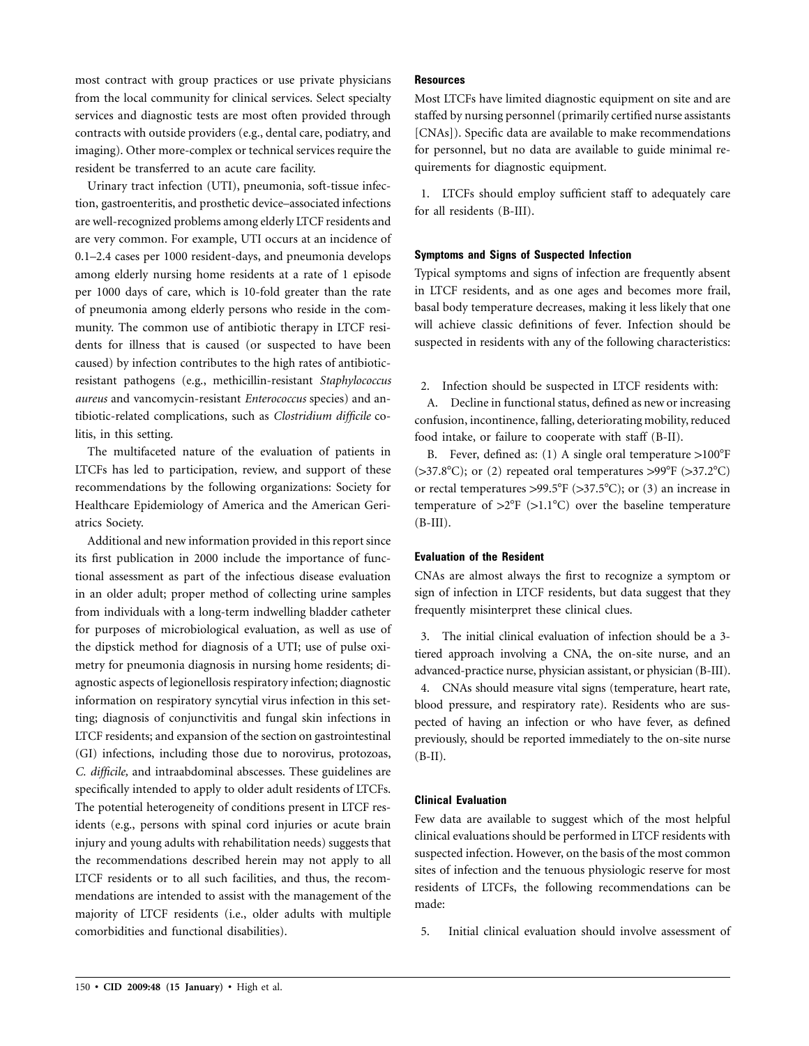most contract with group practices or use private physicians from the local community for clinical services. Select specialty services and diagnostic tests are most often provided through contracts with outside providers (e.g., dental care, podiatry, and imaging). Other more-complex or technical services require the resident be transferred to an acute care facility.

Urinary tract infection (UTI), pneumonia, soft-tissue infection, gastroenteritis, and prosthetic device–associated infections are well-recognized problems among elderly LTCF residents and are very common. For example, UTI occurs at an incidence of 0.1–2.4 cases per 1000 resident-days, and pneumonia develops among elderly nursing home residents at a rate of 1 episode per 1000 days of care, which is 10-fold greater than the rate of pneumonia among elderly persons who reside in the community. The common use of antibiotic therapy in LTCF residents for illness that is caused (or suspected to have been caused) by infection contributes to the high rates of antibiotic-resistant pathogens (e.g., methicillin-resistant *Staphylococcus aureus* and vancomycin-resistant *Enterococcus* species) and antibiotic-related complications, such as *Clostridium difficile* colitis, in this setting.

The multifaceted nature of the evaluation of patients in LTCFs has led to participation, review, and support of these recommendations by the following organizations: Society for Healthcare Epidemiology of America and the American Geriatrics Society.

Additional and new information provided in this report since its first publication in 2000 include the importance of functional assessment as part of the infectious disease evaluation in an older adult; proper method of collecting urine samples from individuals with a long-term indwelling bladder catheter for purposes of microbiological evaluation, as well as use of the dipstick method for diagnosis of a UTI; use of pulse oximetry for pneumonia diagnosis in nursing home residents; diagnostic aspects of legionellosis respiratory infection; diagnostic information on respiratory syncytial virus infection in this setting; diagnosis of conjunctivitis and fungal skin infections in LTCF residents; and expansion of the section on gastrointestinal (GI) infections, including those due to norovirus, protozoas, *C. difficile,* and intraabdominal abscesses. These guidelines are specifically intended to apply to older adult residents of LTCFs. The potential heterogeneity of conditions present in LTCF residents (e.g., persons with spinal cord injuries or acute brain injury and young adults with rehabilitation needs) suggests that the recommendations described herein may not apply to all LTCF residents or to all such facilities, and thus, the recommendations are intended to assist with the management of the majority of LTCF residents (i.e., older adults with multiple comorbidities and functional disabilities).

#### Resources

Most LTCFs have limited diagnostic equipment on site and are staffed by nursing personnel (primarily certified nurse assistants [CNAs]). Specific data are available to make recommendations for personnel, but no data are available to guide minimal requirements for diagnostic equipment.

1. LTCFs should employ sufficient staff to adequately care for all residents (B-III).

#### Symptoms and Signs of Suspected Infection

Typical symptoms and signs of infection are frequently absent in LTCF residents, and as one ages and becomes more frail, basal body temperature decreases, making it less likely that one will achieve classic definitions of fever. Infection should be suspected in residents with any of the following characteristics:

2. Infection should be suspected in LTCF residents with:

A. Decline in functional status, defined as new or increasing confusion, incontinence, falling, deteriorating mobility, reduced food intake, or failure to cooperate with staff (B-II).

B. Fever, defined as: (1) A single oral temperature >100°F (>37.8°C); or (2) repeated oral temperatures >99°F (>37.2°C) or rectal temperatures >99.5°F (>37.5°C); or (3) an increase in temperature of >2°F (>1.1°C) over the baseline temperature (B-III).

#### Evaluation of the Resident

CNAs are almost always the first to recognize a symptom or sign of infection in LTCF residents, but data suggest that they frequently misinterpret these clinical clues.

3. The initial clinical evaluation of infection should be a 3-tiered approach involving a CNA, the on-site nurse, and an advanced-practice nurse, physician assistant, or physician (B-III).

4. CNAs should measure vital signs (temperature, heart rate, blood pressure, and respiratory rate). Residents who are suspected of having an infection or who have fever, as defined previously, should be reported immediately to the on-site nurse (B-II).

#### Clinical Evaluation

Few data are available to suggest which of the most helpful clinical evaluations should be performed in LTCF residents with suspected infection. However, on the basis of the most common sites of infection and the tenuous physiologic reserve for most residents of LTCFs, the following recommendations can be made:

5. Initial clinical evaluation should involve assessment of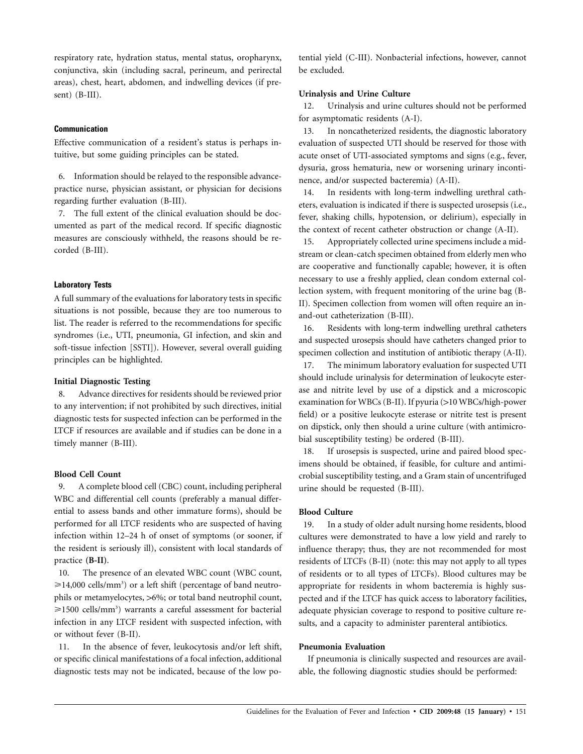respiratory rate, hydration status, mental status, oropharynx, conjunctiva, skin (including sacral, perineum, and perirectal areas), chest, heart, abdomen, and indwelling devices (if present) (B-III).

### Communication

Effective communication of a resident's status is perhaps intuitive, but some guiding principles can be stated.

6. Information should be relayed to the responsible advance-practice nurse, physician assistant, or physician for decisions regarding further evaluation (B-III).

7. The full extent of the clinical evaluation should be documented as part of the medical record. If specific diagnostic measures are consciously withheld, the reasons should be recorded (B-III).

### Laboratory Tests

A full summary of the evaluations for laboratory tests in specific situations is not possible, because they are too numerous to list. The reader is referred to the recommendations for specific syndromes (i.e., UTI, pneumonia, GI infection, and skin and soft-tissue infection [SSTI]). However, several overall guiding principles can be highlighted.

#### Initial Diagnostic Testing

8. Advance directives for residents should be reviewed prior to any intervention; if not prohibited by such directives, initial diagnostic tests for suspected infection can be performed in the LTCF if resources are available and if studies can be done in a timely manner (B-III).

#### Blood Cell Count

9. A complete blood cell (CBC) count, including peripheral WBC and differential cell counts (preferably a manual differential to assess bands and other immature forms), should be performed for all LTCF residents who are suspected of having infection within 12–24 h of onset of symptoms (or sooner, if the resident is seriously ill), consistent with local standards of practice **(B-II)**.

10. The presence of an elevated WBC count (WBC count, $\geqslant$14,000 cells/mm$^3$) or a left shift (percentage of band neutrophils or metamyelocytes, >6%; or total band neutrophil count, $\geqslant$1500 cells/mm$^3$) warrants a careful assessment for bacterial infection in any LTCF resident with suspected infection, with or without fever (B-II).

11. In the absence of fever, leukocytosis and/or left shift, or specific clinical manifestations of a focal infection, additional diagnostic tests may not be indicated, because of the low potential yield (C-III). Nonbacterial infections, however, cannot be excluded.

#### Urinalysis and Urine Culture

12. Urinalysis and urine cultures should not be performed for asymptomatic residents (A-I).

13. In noncatheterized residents, the diagnostic laboratory evaluation of suspected UTI should be reserved for those with acute onset of UTI-associated symptoms and signs (e.g., fever, dysuria, gross hematuria, new or worsening urinary incontinence, and/or suspected bacteremia) (A-II).

14. In residents with long-term indwelling urethral catheters, evaluation is indicated if there is suspected urosepsis (i.e., fever, shaking chills, hypotension, or delirium), especially in the context of recent catheter obstruction or change (A-II).

15. Appropriately collected urine specimens include a midstream or clean-catch specimen obtained from elderly men who are cooperative and functionally capable; however, it is often necessary to use a freshly applied, clean condom external collection system, with frequent monitoring of the urine bag (B-II). Specimen collection from women will often require an in-and-out catheterization (B-III).

16. Residents with long-term indwelling urethral catheters and suspected urosepsis should have catheters changed prior to specimen collection and institution of antibiotic therapy (A-II).

17. The minimum laboratory evaluation for suspected UTI should include urinalysis for determination of leukocyte esterase and nitrite level by use of a dipstick and a microscopic examination for WBCs (B-II). If pyuria (>10 WBCs/high-power field) or a positive leukocyte esterase or nitrite test is present on dipstick, only then should a urine culture (with antimicrobial susceptibility testing) be ordered (B-III).

18. If urosepsis is suspected, urine and paired blood specimens should be obtained, if feasible, for culture and antimicrobial susceptibility testing, and a Gram stain of uncentrifuged urine should be requested (B-III).

#### Blood Culture

19. In a study of older adult nursing home residents, blood cultures were demonstrated to have a low yield and rarely to influence therapy; thus, they are not recommended for most residents of LTCFs (B-II) (note: this may not apply to all types of residents or to all types of LTCFs). Blood cultures may be appropriate for residents in whom bacteremia is highly suspected and if the LTCF has quick access to laboratory facilities, adequate physician coverage to respond to positive culture results, and a capacity to administer parenteral antibiotics.

#### Pneumonia Evaluation

If pneumonia is clinically suspected and resources are available, the following diagnostic studies should be performed: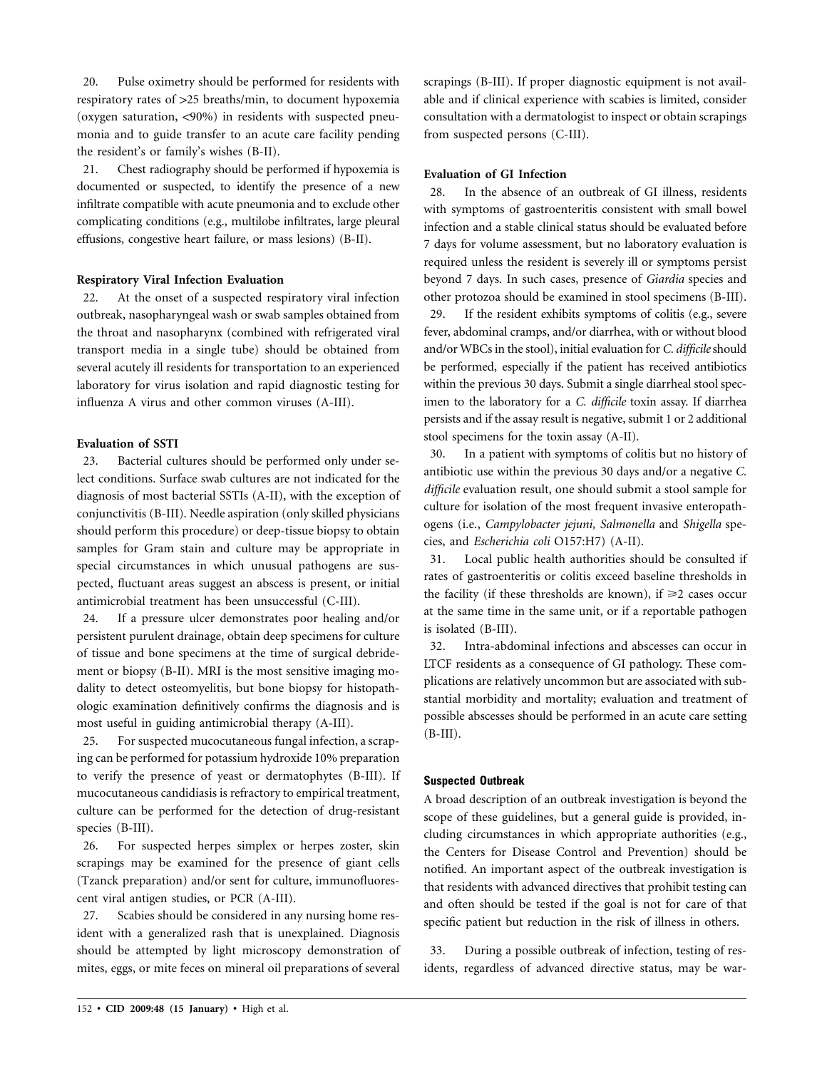20. Pulse oximetry should be performed for residents with respiratory rates of >25 breaths/min, to document hypoxemia (oxygen saturation, <90%) in residents with suspected pneumonia and to guide transfer to an acute care facility pending the resident's or family's wishes (B-II).

21. Chest radiography should be performed if hypoxemia is documented or suspected, to identify the presence of a new infiltrate compatible with acute pneumonia and to exclude other complicating conditions (e.g., multilobe infiltrates, large pleural effusions, congestive heart failure, or mass lesions) (B-II).

**Respiratory Viral Infection Evaluation**

22. At the onset of a suspected respiratory viral infection outbreak, nasopharyngeal wash or swab samples obtained from the throat and nasopharynx (combined with refrigerated viral transport media in a single tube) should be obtained from several acutely ill residents for transportation to an experienced laboratory for virus isolation and rapid diagnostic testing for influenza A virus and other common viruses (A-III).

**Evaluation of SSTI**

23. Bacterial cultures should be performed only under select conditions. Surface swab cultures are not indicated for the diagnosis of most bacterial SSTIs (A-II), with the exception of conjunctivitis (B-III). Needle aspiration (only skilled physicians should perform this procedure) or deep-tissue biopsy to obtain samples for Gram stain and culture may be appropriate in special circumstances in which unusual pathogens are suspected, fluctuant areas suggest an abscess is present, or initial antimicrobial treatment has been unsuccessful (C-III).

24. If a pressure ulcer demonstrates poor healing and/or persistent purulent drainage, obtain deep specimens for culture of tissue and bone specimens at the time of surgical debridement or biopsy (B-II). MRI is the most sensitive imaging modality to detect osteomyelitis, but bone biopsy for histopathologic examination definitively confirms the diagnosis and is most useful in guiding antimicrobial therapy (A-III).

25. For suspected mucocutaneous fungal infection, a scraping can be performed for potassium hydroxide 10% preparation to verify the presence of yeast or dermatophytes (B-III). If mucocutaneous candidiasis is refractory to empirical treatment, culture can be performed for the detection of drug-resistant species (B-III).

26. For suspected herpes simplex or herpes zoster, skin scrapings may be examined for the presence of giant cells (Tzanck preparation) and/or sent for culture, immunofluorescent viral antigen studies, or PCR (A-III).

27. Scabies should be considered in any nursing home resident with a generalized rash that is unexplained. Diagnosis should be attempted by light microscopy demonstration of mites, eggs, or mite feces on mineral oil preparations of several scrapings (B-III). If proper diagnostic equipment is not available and if clinical experience with scabies is limited, consider consultation with a dermatologist to inspect or obtain scrapings from suspected persons (C-III).

**Evaluation of GI Infection**

28. In the absence of an outbreak of GI illness, residents with symptoms of gastroenteritis consistent with small bowel infection and a stable clinical status should be evaluated before 7 days for volume assessment, but no laboratory evaluation is required unless the resident is severely ill or symptoms persist beyond 7 days. In such cases, presence of *Giardia* species and other protozoa should be examined in stool specimens (B-III).

29. If the resident exhibits symptoms of colitis (e.g., severe fever, abdominal cramps, and/or diarrhea, with or without blood and/or WBCs in the stool), initial evaluation for *C. difficile* should be performed, especially if the patient has received antibiotics within the previous 30 days. Submit a single diarrheal stool specimen to the laboratory for a *C. difficile* toxin assay. If diarrhea persists and if the assay result is negative, submit 1 or 2 additional stool specimens for the toxin assay (A-II).

30. In a patient with symptoms of colitis but no history of antibiotic use within the previous 30 days and/or a negative *C. difficile* evaluation result, one should submit a stool sample for culture for isolation of the most frequent invasive enteropathogens (i.e., *Campylobacter jejuni, Salmonella* and *Shigella* species, and *Escherichia coli* O157:H7) (A-II).

31. Local public health authorities should be consulted if rates of gastroenteritis or colitis exceed baseline thresholds in the facility (if these thresholds are known), if $\geqslant 2$ cases occur at the same time in the same unit, or if a reportable pathogen is isolated (B-III).

32. Intra-abdominal infections and abscesses can occur in LTCF residents as a consequence of GI pathology. These complications are relatively uncommon but are associated with substantial morbidity and mortality; evaluation and treatment of possible abscesses should be performed in an acute care setting (B-III).

### Suspected Outbreak

A broad description of an outbreak investigation is beyond the scope of these guidelines, but a general guide is provided, including circumstances in which appropriate authorities (e.g., the Centers for Disease Control and Prevention) should be notified. An important aspect of the outbreak investigation is that residents with advanced directives that prohibit testing can and often should be tested if the goal is not for care of that specific patient but reduction in the risk of illness in others.

33. During a possible outbreak of infection, testing of residents, regardless of advanced directive status, may be war-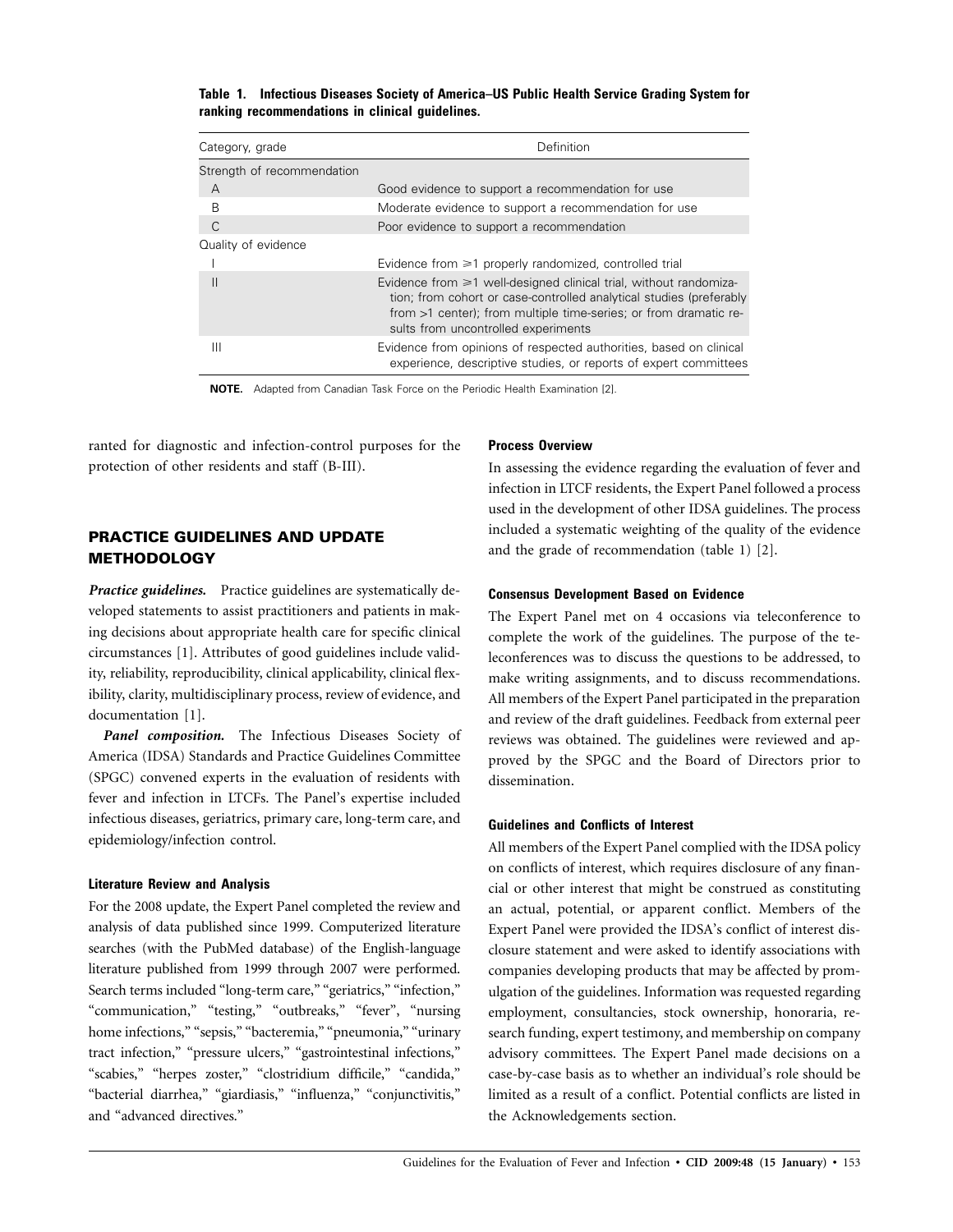**Table 1. Infectious Diseases Society of America–US Public Health Service Grading System for ranking recommendations in clinical guidelines.**

| Category, grade | Definition |
|---|---|
| Strength of recommendation | |
| A | Good evidence to support a recommendation for use |
| B | Moderate evidence to support a recommendation for use |
| C | Poor evidence to support a recommendation |
| Quality of evidence | |
| I | Evidence from ≥1 properly randomized, controlled trial |
| II | Evidence from ≥1 well-designed clinical trial, without randomization; from cohort or case-controlled analytical studies (preferably from >1 center); from multiple time-series; or from dramatic results from uncontrolled experiments |
| III | Evidence from opinions of respected authorities, based on clinical experience, descriptive studies, or reports of expert committees |

**NOTE.** Adapted from Canadian Task Force on the Periodic Health Examination [2].

ranted for diagnostic and infection-control purposes for the protection of other residents and staff (B-III).

## PRACTICE GUIDELINES AND UPDATE METHODOLOGY

***Practice guidelines.*** Practice guidelines are systematically developed statements to assist practitioners and patients in making decisions about appropriate health care for specific clinical circumstances [1]. Attributes of good guidelines include validity, reliability, reproducibility, clinical applicability, clinical flexibility, clarity, multidisciplinary process, review of evidence, and documentation [1].

***Panel composition.*** The Infectious Diseases Society of America (IDSA) Standards and Practice Guidelines Committee (SPGC) convened experts in the evaluation of residents with fever and infection in LTCFs. The Panel's expertise included infectious diseases, geriatrics, primary care, long-term care, and epidemiology/infection control.

### Literature Review and Analysis

For the 2008 update, the Expert Panel completed the review and analysis of data published since 1999. Computerized literature searches (with the PubMed database) of the English-language literature published from 1999 through 2007 were performed. Search terms included "long-term care," "geriatrics," "infection," "communication," "testing," "outbreaks," "fever", "nursing home infections," "sepsis," "bacteremia," "pneumonia," "urinary tract infection," "pressure ulcers," "gastrointestinal infections," "scabies," "herpes zoster," "clostridium difficile," "candida," "bacterial diarrhea," "giardiasis," "influenza," "conjunctivitis," and "advanced directives."

### Process Overview

In assessing the evidence regarding the evaluation of fever and infection in LTCF residents, the Expert Panel followed a process used in the development of other IDSA guidelines. The process included a systematic weighting of the quality of the evidence and the grade of recommendation (table 1) [2].

### Consensus Development Based on Evidence

The Expert Panel met on 4 occasions via teleconference to complete the work of the guidelines. The purpose of the teleconferences was to discuss the questions to be addressed, to make writing assignments, and to discuss recommendations. All members of the Expert Panel participated in the preparation and review of the draft guidelines. Feedback from external peer reviews was obtained. The guidelines were reviewed and approved by the SPGC and the Board of Directors prior to dissemination.

### Guidelines and Conflicts of Interest

All members of the Expert Panel complied with the IDSA policy on conflicts of interest, which requires disclosure of any financial or other interest that might be construed as constituting an actual, potential, or apparent conflict. Members of the Expert Panel were provided the IDSA's conflict of interest disclosure statement and were asked to identify associations with companies developing products that may be affected by promulgation of the guidelines. Information was requested regarding employment, consultancies, stock ownership, honoraria, research funding, expert testimony, and membership on company advisory committees. The Expert Panel made decisions on a case-by-case basis as to whether an individual's role should be limited as a result of a conflict. Potential conflicts are listed in the Acknowledgements section.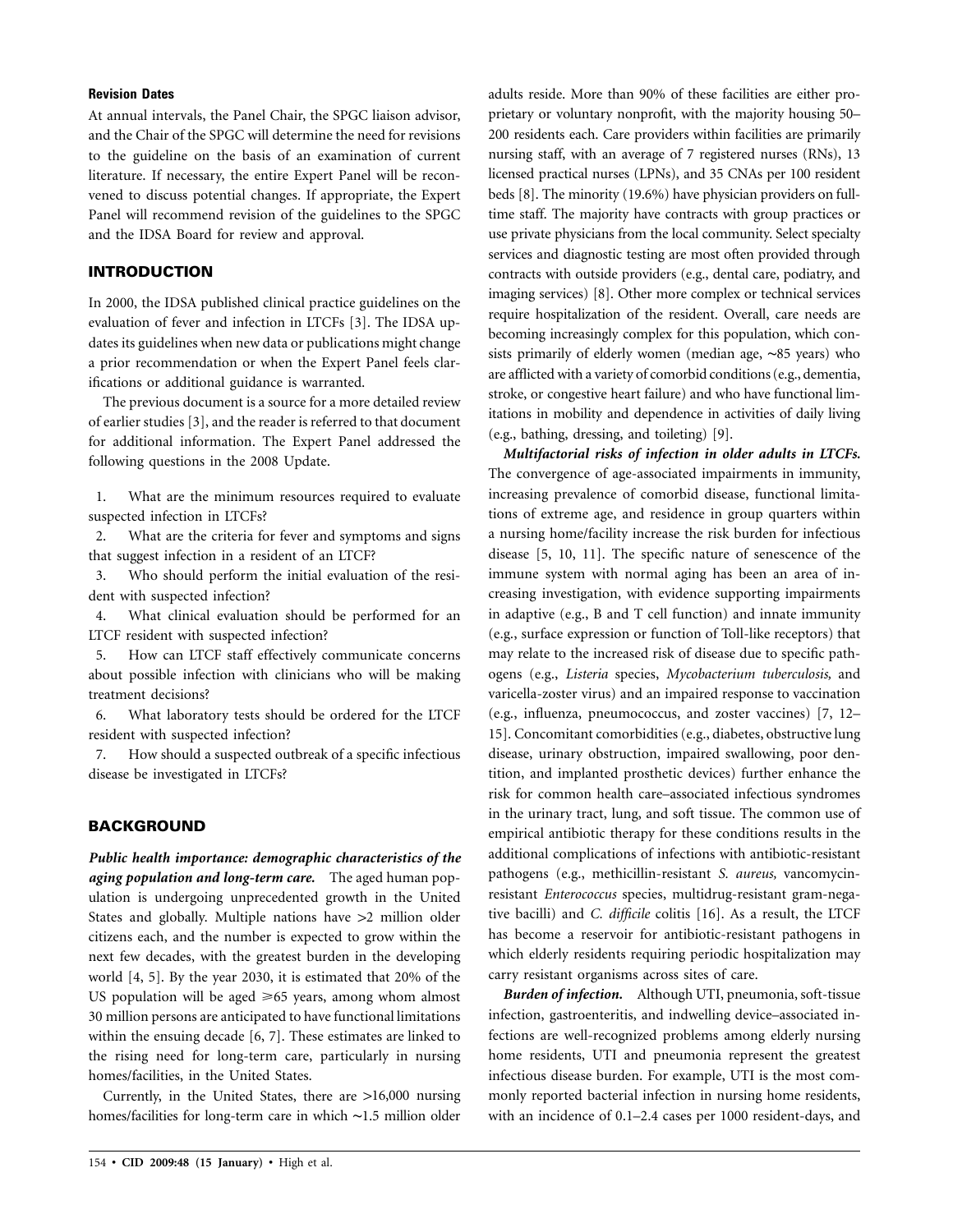#### Revision Dates

At annual intervals, the Panel Chair, the SPGC liaison advisor, and the Chair of the SPGC will determine the need for revisions to the guideline on the basis of an examination of current literature. If necessary, the entire Expert Panel will be reconvened to discuss potential changes. If appropriate, the Expert Panel will recommend revision of the guidelines to the SPGC and the IDSA Board for review and approval.

## INTRODUCTION

In 2000, the IDSA published clinical practice guidelines on the evaluation of fever and infection in LTCFs [3]. The IDSA updates its guidelines when new data or publications might change a prior recommendation or when the Expert Panel feels clarifications or additional guidance is warranted.

The previous document is a source for a more detailed review of earlier studies [3], and the reader is referred to that document for additional information. The Expert Panel addressed the following questions in the 2008 Update.

1. What are the minimum resources required to evaluate suspected infection in LTCFs?
2. What are the criteria for fever and symptoms and signs that suggest infection in a resident of an LTCF?
3. Who should perform the initial evaluation of the resident with suspected infection?
4. What clinical evaluation should be performed for an LTCF resident with suspected infection?
5. How can LTCF staff effectively communicate concerns about possible infection with clinicians who will be making treatment decisions?
6. What laboratory tests should be ordered for the LTCF resident with suspected infection?
7. How should a suspected outbreak of a specific infectious disease be investigated in LTCFs?

## BACKGROUND

***Public health importance: demographic characteristics of the aging population and long-term care.*** The aged human population is undergoing unprecedented growth in the United States and globally. Multiple nations have >2 million older citizens each, and the number is expected to grow within the next few decades, with the greatest burden in the developing world [4, 5]. By the year 2030, it is estimated that 20% of the US population will be aged ⩾65 years, among whom almost 30 million persons are anticipated to have functional limitations within the ensuing decade [6, 7]. These estimates are linked to the rising need for long-term care, particularly in nursing homes/facilities, in the United States.

Currently, in the United States, there are >16,000 nursing homes/facilities for long-term care in which ∼1.5 million older adults reside. More than 90% of these facilities are either proprietary or voluntary nonprofit, with the majority housing 50–200 residents each. Care providers within facilities are primarily nursing staff, with an average of 7 registered nurses (RNs), 13 licensed practical nurses (LPNs), and 35 CNAs per 100 resident beds [8]. The minority (19.6%) have physician providers on full-time staff. The majority have contracts with group practices or use private physicians from the local community. Select specialty services and diagnostic testing are most often provided through contracts with outside providers (e.g., dental care, podiatry, and imaging services) [8]. Other more complex or technical services require hospitalization of the resident. Overall, care needs are becoming increasingly complex for this population, which consists primarily of elderly women (median age, ∼85 years) who are afflicted with a variety of comorbid conditions (e.g., dementia, stroke, or congestive heart failure) and who have functional limitations in mobility and dependence in activities of daily living (e.g., bathing, dressing, and toileting) [9].

***Multifactorial risks of infection in older adults in LTCFs.*** The convergence of age-associated impairments in immunity, increasing prevalence of comorbid disease, functional limitations of extreme age, and residence in group quarters within a nursing home/facility increase the risk burden for infectious disease [5, 10, 11]. The specific nature of senescence of the immune system with normal aging has been an area of increasing investigation, with evidence supporting impairments in adaptive (e.g., B and T cell function) and innate immunity (e.g., surface expression or function of Toll-like receptors) that may relate to the increased risk of disease due to specific pathogens (e.g., *Listeria* species, *Mycobacterium tuberculosis,* and varicella-zoster virus) and an impaired response to vaccination (e.g., influenza, pneumococcus, and zoster vaccines) [7, 12–15]. Concomitant comorbidities (e.g., diabetes, obstructive lung disease, urinary obstruction, impaired swallowing, poor dentition, and implanted prosthetic devices) further enhance the risk for common health care–associated infectious syndromes in the urinary tract, lung, and soft tissue. The common use of empirical antibiotic therapy for these conditions results in the additional complications of infections with antibiotic-resistant pathogens (e.g., methicillin-resistant *S. aureus,* vancomycin-resistant *Enterococcus* species, multidrug-resistant gram-negative bacilli) and *C. difficile* colitis [16]. As a result, the LTCF has become a reservoir for antibiotic-resistant pathogens in which elderly residents requiring periodic hospitalization may carry resistant organisms across sites of care.

***Burden of infection.*** Although UTI, pneumonia, soft-tissue infection, gastroenteritis, and indwelling device–associated infections are well-recognized problems among elderly nursing home residents, UTI and pneumonia represent the greatest infectious disease burden. For example, UTI is the most commonly reported bacterial infection in nursing home residents, with an incidence of 0.1–2.4 cases per 1000 resident-days, and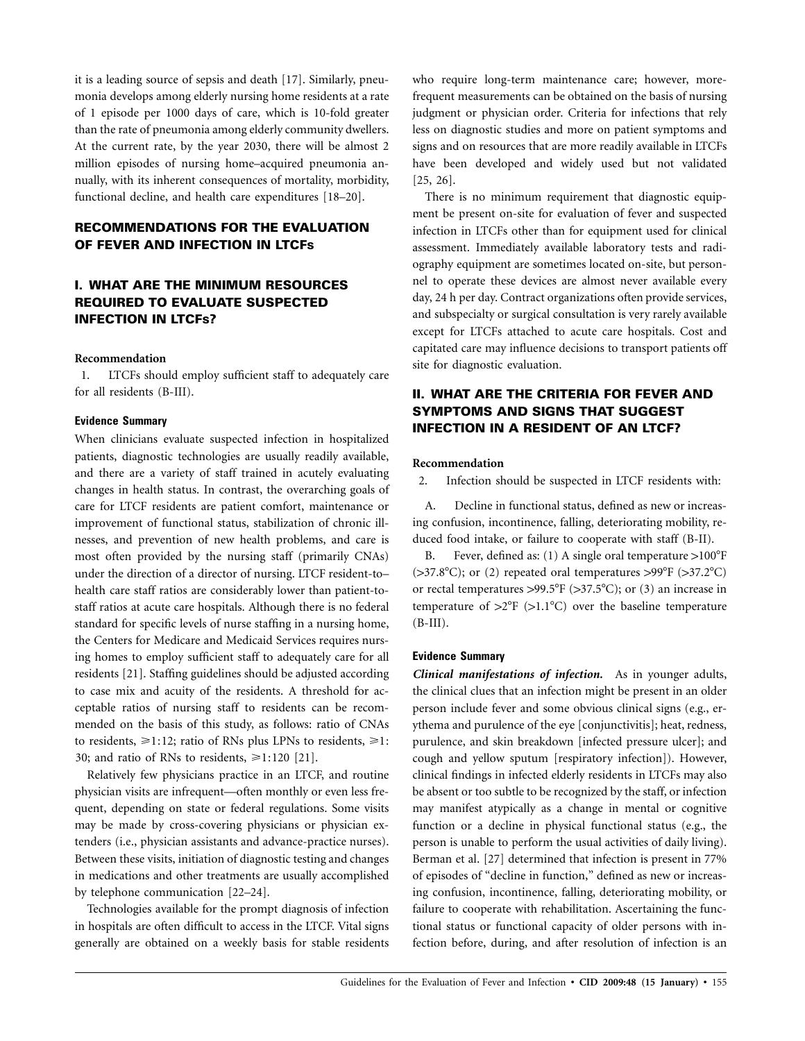it is a leading source of sepsis and death [17]. Similarly, pneumonia develops among elderly nursing home residents at a rate of 1 episode per 1000 days of care, which is 10-fold greater than the rate of pneumonia among elderly community dwellers. At the current rate, by the year 2030, there will be almost 2 million episodes of nursing home–acquired pneumonia annually, with its inherent consequences of mortality, morbidity, functional decline, and health care expenditures [18–20].

## RECOMMENDATIONS FOR THE EVALUATION OF FEVER AND INFECTION IN LTCFs

## I. WHAT ARE THE MINIMUM RESOURCES REQUIRED TO EVALUATE SUSPECTED INFECTION IN LTCFs?

**Recommendation**

1. LTCFs should employ sufficient staff to adequately care for all residents (B-III).

### Evidence Summary

When clinicians evaluate suspected infection in hospitalized patients, diagnostic technologies are usually readily available, and there are a variety of staff trained in acutely evaluating changes in health status. In contrast, the overarching goals of care for LTCF residents are patient comfort, maintenance or improvement of functional status, stabilization of chronic illnesses, and prevention of new health problems, and care is most often provided by the nursing staff (primarily CNAs) under the direction of a director of nursing. LTCF resident-to–health care staff ratios are considerably lower than patient-to-staff ratios at acute care hospitals. Although there is no federal standard for specific levels of nurse staffing in a nursing home, the Centers for Medicare and Medicaid Services requires nursing homes to employ sufficient staff to adequately care for all residents [21]. Staffing guidelines should be adjusted according to case mix and acuity of the residents. A threshold for acceptable ratios of nursing staff to residents can be recommended on the basis of this study, as follows: ratio of CNAs to residents, ⩾1:12; ratio of RNs plus LPNs to residents, ⩾1:30; and ratio of RNs to residents, ⩾1:120 [21].

Relatively few physicians practice in an LTCF, and routine physician visits are infrequent—often monthly or even less frequent, depending on state or federal regulations. Some visits may be made by cross-covering physicians or physician extenders (i.e., physician assistants and advance-practice nurses). Between these visits, initiation of diagnostic testing and changes in medications and other treatments are usually accomplished by telephone communication [22–24].

Technologies available for the prompt diagnosis of infection in hospitals are often difficult to access in the LTCF. Vital signs generally are obtained on a weekly basis for stable residents who require long-term maintenance care; however, more-frequent measurements can be obtained on the basis of nursing judgment or physician order. Criteria for infections that rely less on diagnostic studies and more on patient symptoms and signs and on resources that are more readily available in LTCFs have been developed and widely used but not validated [25, 26].

There is no minimum requirement that diagnostic equipment be present on-site for evaluation of fever and suspected infection in LTCFs other than for equipment used for clinical assessment. Immediately available laboratory tests and radiography equipment are sometimes located on-site, but personnel to operate these devices are almost never available every day, 24 h per day. Contract organizations often provide services, and subspecialty or surgical consultation is very rarely available except for LTCFs attached to acute care hospitals. Cost and capitated care may influence decisions to transport patients off site for diagnostic evaluation.

## II. WHAT ARE THE CRITERIA FOR FEVER AND SYMPTOMS AND SIGNS THAT SUGGEST INFECTION IN A RESIDENT OF AN LTCF?

**Recommendation**

2. Infection should be suspected in LTCF residents with:

A. Decline in functional status, defined as new or increasing confusion, incontinence, falling, deteriorating mobility, reduced food intake, or failure to cooperate with staff (B-II).

B. Fever, defined as: (1) A single oral temperature >100°F (>37.8°C); or (2) repeated oral temperatures >99°F (>37.2°C) or rectal temperatures >99.5°F (>37.5°C); or (3) an increase in temperature of >2°F (>1.1°C) over the baseline temperature (B-III).

### Evidence Summary

***Clinical manifestations of infection.*** As in younger adults, the clinical clues that an infection might be present in an older person include fever and some obvious clinical signs (e.g., erythema and purulence of the eye [conjunctivitis]; heat, redness, purulence, and skin breakdown [infected pressure ulcer]; and cough and yellow sputum [respiratory infection]). However, clinical findings in infected elderly residents in LTCFs may also be absent or too subtle to be recognized by the staff, or infection may manifest atypically as a change in mental or cognitive function or a decline in physical functional status (e.g., the person is unable to perform the usual activities of daily living). Berman et al. [27] determined that infection is present in 77% of episodes of "decline in function," defined as new or increasing confusion, incontinence, falling, deteriorating mobility, or failure to cooperate with rehabilitation. Ascertaining the functional status or functional capacity of older persons with infection before, during, and after resolution of infection is an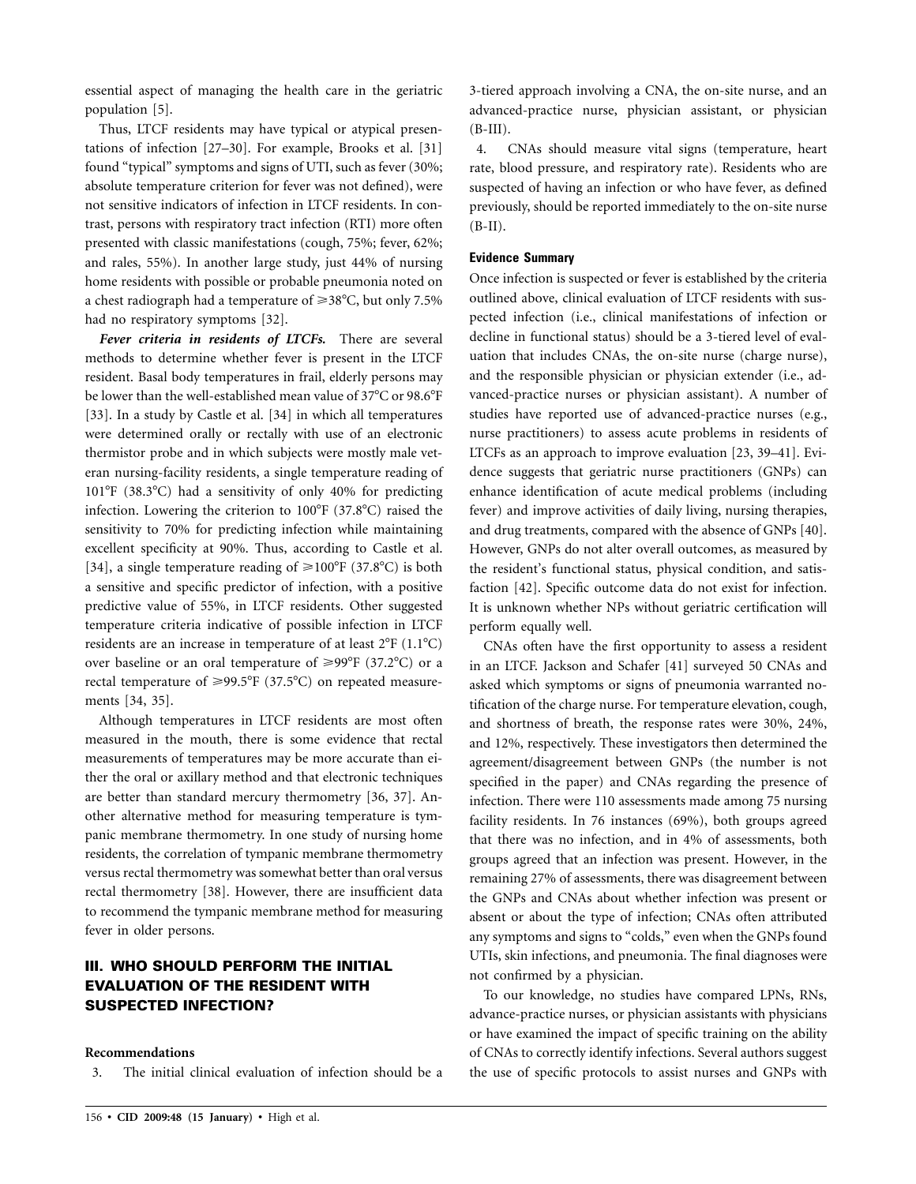essential aspect of managing the health care in the geriatric population [5].

Thus, LTCF residents may have typical or atypical presentations of infection [27–30]. For example, Brooks et al. [31] found "typical" symptoms and signs of UTI, such as fever (30%; absolute temperature criterion for fever was not defined), were not sensitive indicators of infection in LTCF residents. In contrast, persons with respiratory tract infection (RTI) more often presented with classic manifestations (cough, 75%; fever, 62%; and rales, 55%). In another large study, just 44% of nursing home residents with possible or probable pneumonia noted on a chest radiograph had a temperature of ≥38°C, but only 7.5% had no respiratory symptoms [32].

***Fever criteria in residents of LTCFs.*** There are several methods to determine whether fever is present in the LTCF resident. Basal body temperatures in frail, elderly persons may be lower than the well-established mean value of 37°C or 98.6°F [33]. In a study by Castle et al. [34] in which all temperatures were determined orally or rectally with use of an electronic thermistor probe and in which subjects were mostly male veteran nursing-facility residents, a single temperature reading of 101°F (38.3°C) had a sensitivity of only 40% for predicting infection. Lowering the criterion to 100°F (37.8°C) raised the sensitivity to 70% for predicting infection while maintaining excellent specificity at 90%. Thus, according to Castle et al. [34], a single temperature reading of ≥100°F (37.8°C) is both a sensitive and specific predictor of infection, with a positive predictive value of 55%, in LTCF residents. Other suggested temperature criteria indicative of possible infection in LTCF residents are an increase in temperature of at least 2°F (1.1°C) over baseline or an oral temperature of ≥99°F (37.2°C) or a rectal temperature of ≥99.5°F (37.5°C) on repeated measurements [34, 35].

Although temperatures in LTCF residents are most often measured in the mouth, there is some evidence that rectal measurements of temperatures may be more accurate than either the oral or axillary method and that electronic techniques are better than standard mercury thermometry [36, 37]. Another alternative method for measuring temperature is tympanic membrane thermometry. In one study of nursing home residents, the correlation of tympanic membrane thermometry versus rectal thermometry was somewhat better than oral versus rectal thermometry [38]. However, there are insufficient data to recommend the tympanic membrane method for measuring fever in older persons.

## III. WHO SHOULD PERFORM THE INITIAL EVALUATION OF THE RESIDENT WITH SUSPECTED INFECTION?

**Recommendations**

3. The initial clinical evaluation of infection should be a 3-tiered approach involving a CNA, the on-site nurse, and an advanced-practice nurse, physician assistant, or physician (B-III).

4. CNAs should measure vital signs (temperature, heart rate, blood pressure, and respiratory rate). Residents who are suspected of having an infection or who have fever, as defined previously, should be reported immediately to the on-site nurse (B-II).

**Evidence Summary**

Once infection is suspected or fever is established by the criteria outlined above, clinical evaluation of LTCF residents with suspected infection (i.e., clinical manifestations of infection or decline in functional status) should be a 3-tiered level of evaluation that includes CNAs, the on-site nurse (charge nurse), and the responsible physician or physician extender (i.e., advanced-practice nurses or physician assistant). A number of studies have reported use of advanced-practice nurses (e.g., nurse practitioners) to assess acute problems in residents of LTCFs as an approach to improve evaluation [23, 39–41]. Evidence suggests that geriatric nurse practitioners (GNPs) can enhance identification of acute medical problems (including fever) and improve activities of daily living, nursing therapies, and drug treatments, compared with the absence of GNPs [40]. However, GNPs do not alter overall outcomes, as measured by the resident's functional status, physical condition, and satisfaction [42]. Specific outcome data do not exist for infection. It is unknown whether NPs without geriatric certification will perform equally well.

CNAs often have the first opportunity to assess a resident in an LTCF. Jackson and Schafer [41] surveyed 50 CNAs and asked which symptoms or signs of pneumonia warranted notification of the charge nurse. For temperature elevation, cough, and shortness of breath, the response rates were 30%, 24%, and 12%, respectively. These investigators then determined the agreement/disagreement between GNPs (the number is not specified in the paper) and CNAs regarding the presence of infection. There were 110 assessments made among 75 nursing facility residents. In 76 instances (69%), both groups agreed that there was no infection, and in 4% of assessments, both groups agreed that an infection was present. However, in the remaining 27% of assessments, there was disagreement between the GNPs and CNAs about whether infection was present or absent or about the type of infection; CNAs often attributed any symptoms and signs to "colds," even when the GNPs found UTIs, skin infections, and pneumonia. The final diagnoses were not confirmed by a physician.

To our knowledge, no studies have compared LPNs, RNs, advance-practice nurses, or physician assistants with physicians or have examined the impact of specific training on the ability of CNAs to correctly identify infections. Several authors suggest the use of specific protocols to assist nurses and GNPs with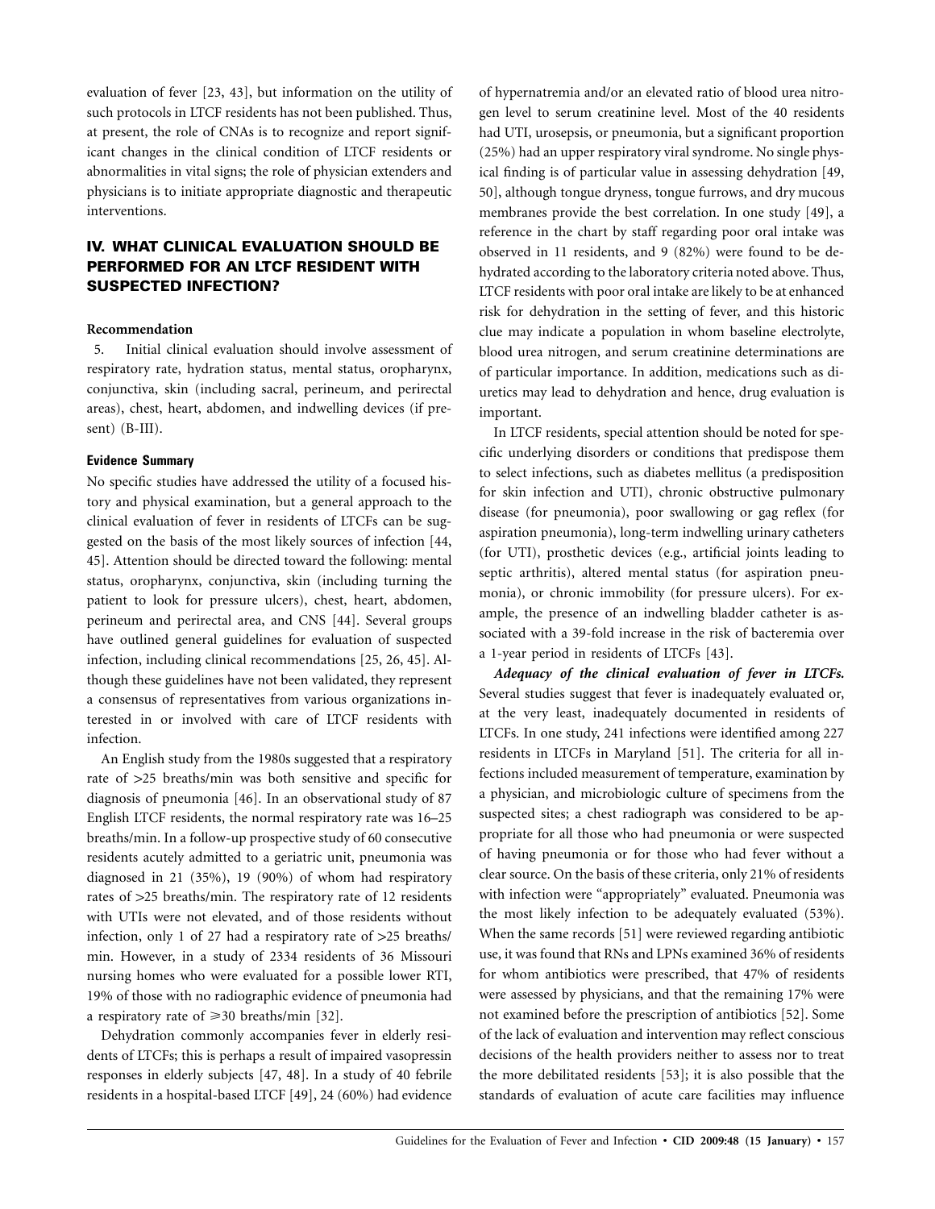evaluation of fever [23, 43], but information on the utility of such protocols in LTCF residents has not been published. Thus, at present, the role of CNAs is to recognize and report significant changes in the clinical condition of LTCF residents or abnormalities in vital signs; the role of physician extenders and physicians is to initiate appropriate diagnostic and therapeutic interventions.

## IV. WHAT CLINICAL EVALUATION SHOULD BE PERFORMED FOR AN LTCF RESIDENT WITH SUSPECTED INFECTION?

**Recommendation**

5. Initial clinical evaluation should involve assessment of respiratory rate, hydration status, mental status, oropharynx, conjunctiva, skin (including sacral, perineum, and perirectal areas), chest, heart, abdomen, and indwelling devices (if present) (B-III).

### Evidence Summary

No specific studies have addressed the utility of a focused history and physical examination, but a general approach to the clinical evaluation of fever in residents of LTCFs can be suggested on the basis of the most likely sources of infection [44, 45]. Attention should be directed toward the following: mental status, oropharynx, conjunctiva, skin (including turning the patient to look for pressure ulcers), chest, heart, abdomen, perineum and perirectal area, and CNS [44]. Several groups have outlined general guidelines for evaluation of suspected infection, including clinical recommendations [25, 26, 45]. Although these guidelines have not been validated, they represent a consensus of representatives from various organizations interested in or involved with care of LTCF residents with infection.

An English study from the 1980s suggested that a respiratory rate of >25 breaths/min was both sensitive and specific for diagnosis of pneumonia [46]. In an observational study of 87 English LTCF residents, the normal respiratory rate was 16–25 breaths/min. In a follow-up prospective study of 60 consecutive residents acutely admitted to a geriatric unit, pneumonia was diagnosed in 21 (35%), 19 (90%) of whom had respiratory rates of >25 breaths/min. The respiratory rate of 12 residents with UTIs were not elevated, and of those residents without infection, only 1 of 27 had a respiratory rate of >25 breaths/min. However, in a study of 2334 residents of 36 Missouri nursing homes who were evaluated for a possible lower RTI, 19% of those with no radiographic evidence of pneumonia had a respiratory rate of ⩾30 breaths/min [32].

Dehydration commonly accompanies fever in elderly residents of LTCFs; this is perhaps a result of impaired vasopressin responses in elderly subjects [47, 48]. In a study of 40 febrile residents in a hospital-based LTCF [49], 24 (60%) had evidence of hypernatremia and/or an elevated ratio of blood urea nitrogen level to serum creatinine level. Most of the 40 residents had UTI, urosepsis, or pneumonia, but a significant proportion (25%) had an upper respiratory viral syndrome. No single physical finding is of particular value in assessing dehydration [49, 50], although tongue dryness, tongue furrows, and dry mucous membranes provide the best correlation. In one study [49], a reference in the chart by staff regarding poor oral intake was observed in 11 residents, and 9 (82%) were found to be dehydrated according to the laboratory criteria noted above. Thus, LTCF residents with poor oral intake are likely to be at enhanced risk for dehydration in the setting of fever, and this historic clue may indicate a population in whom baseline electrolyte, blood urea nitrogen, and serum creatinine determinations are of particular importance. In addition, medications such as diuretics may lead to dehydration and hence, drug evaluation is important.

In LTCF residents, special attention should be noted for specific underlying disorders or conditions that predispose them to select infections, such as diabetes mellitus (a predisposition for skin infection and UTI), chronic obstructive pulmonary disease (for pneumonia), poor swallowing or gag reflex (for aspiration pneumonia), long-term indwelling urinary catheters (for UTI), prosthetic devices (e.g., artificial joints leading to septic arthritis), altered mental status (for aspiration pneumonia), or chronic immobility (for pressure ulcers). For example, the presence of an indwelling bladder catheter is associated with a 39-fold increase in the risk of bacteremia over a 1-year period in residents of LTCFs [43].

***Adequacy of the clinical evaluation of fever in LTCFs.*** Several studies suggest that fever is inadequately evaluated or, at the very least, inadequately documented in residents of LTCFs. In one study, 241 infections were identified among 227 residents in LTCFs in Maryland [51]. The criteria for all infections included measurement of temperature, examination by a physician, and microbiologic culture of specimens from the suspected sites; a chest radiograph was considered to be appropriate for all those who had pneumonia or were suspected of having pneumonia or for those who had fever without a clear source. On the basis of these criteria, only 21% of residents with infection were "appropriately" evaluated. Pneumonia was the most likely infection to be adequately evaluated (53%). When the same records [51] were reviewed regarding antibiotic use, it was found that RNs and LPNs examined 36% of residents for whom antibiotics were prescribed, that 47% of residents were assessed by physicians, and that the remaining 17% were not examined before the prescription of antibiotics [52]. Some of the lack of evaluation and intervention may reflect conscious decisions of the health providers neither to assess nor to treat the more debilitated residents [53]; it is also possible that the standards of evaluation of acute care facilities may influence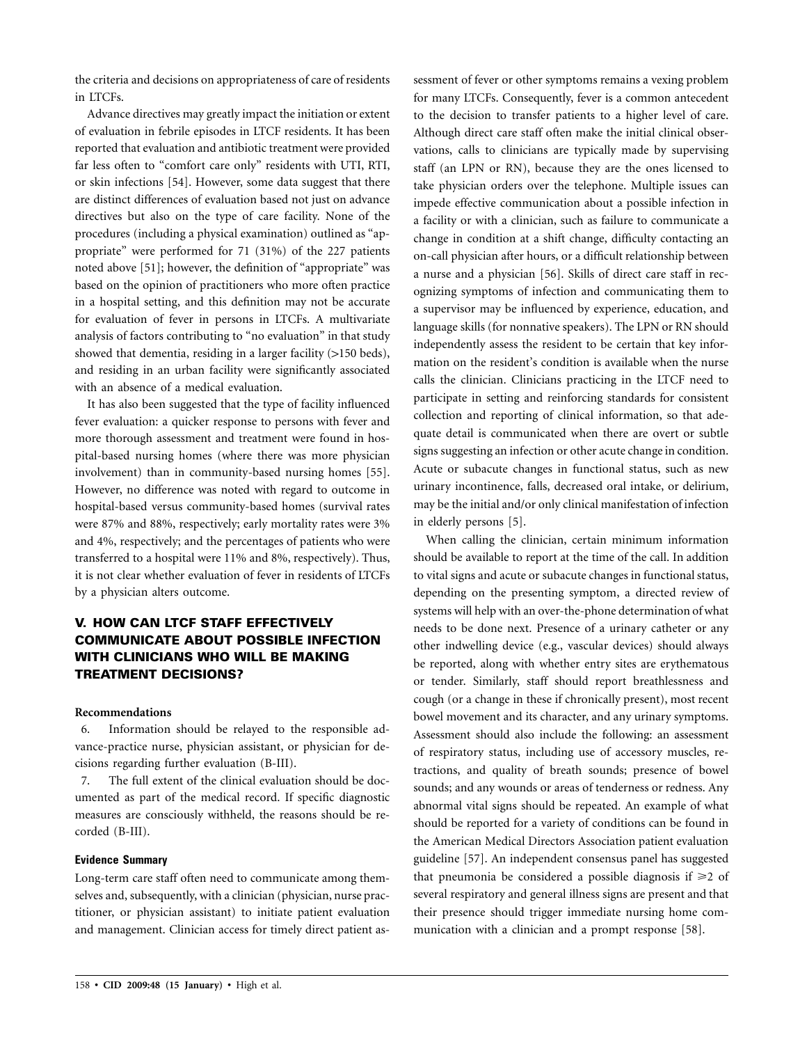the criteria and decisions on appropriateness of care of residents in LTCFs.

Advance directives may greatly impact the initiation or extent of evaluation in febrile episodes in LTCF residents. It has been reported that evaluation and antibiotic treatment were provided far less often to "comfort care only" residents with UTI, RTI, or skin infections [54]. However, some data suggest that there are distinct differences of evaluation based not just on advance directives but also on the type of care facility. None of the procedures (including a physical examination) outlined as "appropriate" were performed for 71 (31%) of the 227 patients noted above [51]; however, the definition of "appropriate" was based on the opinion of practitioners who more often practice in a hospital setting, and this definition may not be accurate for evaluation of fever in persons in LTCFs. A multivariate analysis of factors contributing to "no evaluation" in that study showed that dementia, residing in a larger facility (>150 beds), and residing in an urban facility were significantly associated with an absence of a medical evaluation.

It has also been suggested that the type of facility influenced fever evaluation: a quicker response to persons with fever and more thorough assessment and treatment were found in hospital-based nursing homes (where there was more physician involvement) than in community-based nursing homes [55]. However, no difference was noted with regard to outcome in hospital-based versus community-based homes (survival rates were 87% and 88%, respectively; early mortality rates were 3% and 4%, respectively; and the percentages of patients who were transferred to a hospital were 11% and 8%, respectively). Thus, it is not clear whether evaluation of fever in residents of LTCFs by a physician alters outcome.

## V. HOW CAN LTCF STAFF EFFECTIVELY COMMUNICATE ABOUT POSSIBLE INFECTION WITH CLINICIANS WHO WILL BE MAKING TREATMENT DECISIONS?

**Recommendations**

6. Information should be relayed to the responsible advance-practice nurse, physician assistant, or physician for decisions regarding further evaluation (B-III).

7. The full extent of the clinical evaluation should be documented as part of the medical record. If specific diagnostic measures are consciously withheld, the reasons should be recorded (B-III).

**Evidence Summary**

Long-term care staff often need to communicate among themselves and, subsequently, with a clinician (physician, nurse practitioner, or physician assistant) to initiate patient evaluation and management. Clinician access for timely direct patient assessment of fever or other symptoms remains a vexing problem for many LTCFs. Consequently, fever is a common antecedent to the decision to transfer patients to a higher level of care. Although direct care staff often make the initial clinical observations, calls to clinicians are typically made by supervising staff (an LPN or RN), because they are the ones licensed to take physician orders over the telephone. Multiple issues can impede effective communication about a possible infection in a facility or with a clinician, such as failure to communicate a change in condition at a shift change, difficulty contacting an on-call physician after hours, or a difficult relationship between a nurse and a physician [56]. Skills of direct care staff in recognizing symptoms of infection and communicating them to a supervisor may be influenced by experience, education, and language skills (for nonnative speakers). The LPN or RN should independently assess the resident to be certain that key information on the resident's condition is available when the nurse calls the clinician. Clinicians practicing in the LTCF need to participate in setting and reinforcing standards for consistent collection and reporting of clinical information, so that adequate detail is communicated when there are overt or subtle signs suggesting an infection or other acute change in condition. Acute or subacute changes in functional status, such as new urinary incontinence, falls, decreased oral intake, or delirium, may be the initial and/or only clinical manifestation of infection in elderly persons [5].

When calling the clinician, certain minimum information should be available to report at the time of the call. In addition to vital signs and acute or subacute changes in functional status, depending on the presenting symptom, a directed review of systems will help with an over-the-phone determination of what needs to be done next. Presence of a urinary catheter or any other indwelling device (e.g., vascular devices) should always be reported, along with whether entry sites are erythematous or tender. Similarly, staff should report breathlessness and cough (or a change in these if chronically present), most recent bowel movement and its character, and any urinary symptoms. Assessment should also include the following: an assessment of respiratory status, including use of accessory muscles, retractions, and quality of breath sounds; presence of bowel sounds; and any wounds or areas of tenderness or redness. Any abnormal vital signs should be repeated. An example of what should be reported for a variety of conditions can be found in the American Medical Directors Association patient evaluation guideline [57]. An independent consensus panel has suggested that pneumonia be considered a possible diagnosis if $\geqslant 2$ of several respiratory and general illness signs are present and that their presence should trigger immediate nursing home communication with a clinician and a prompt response [58].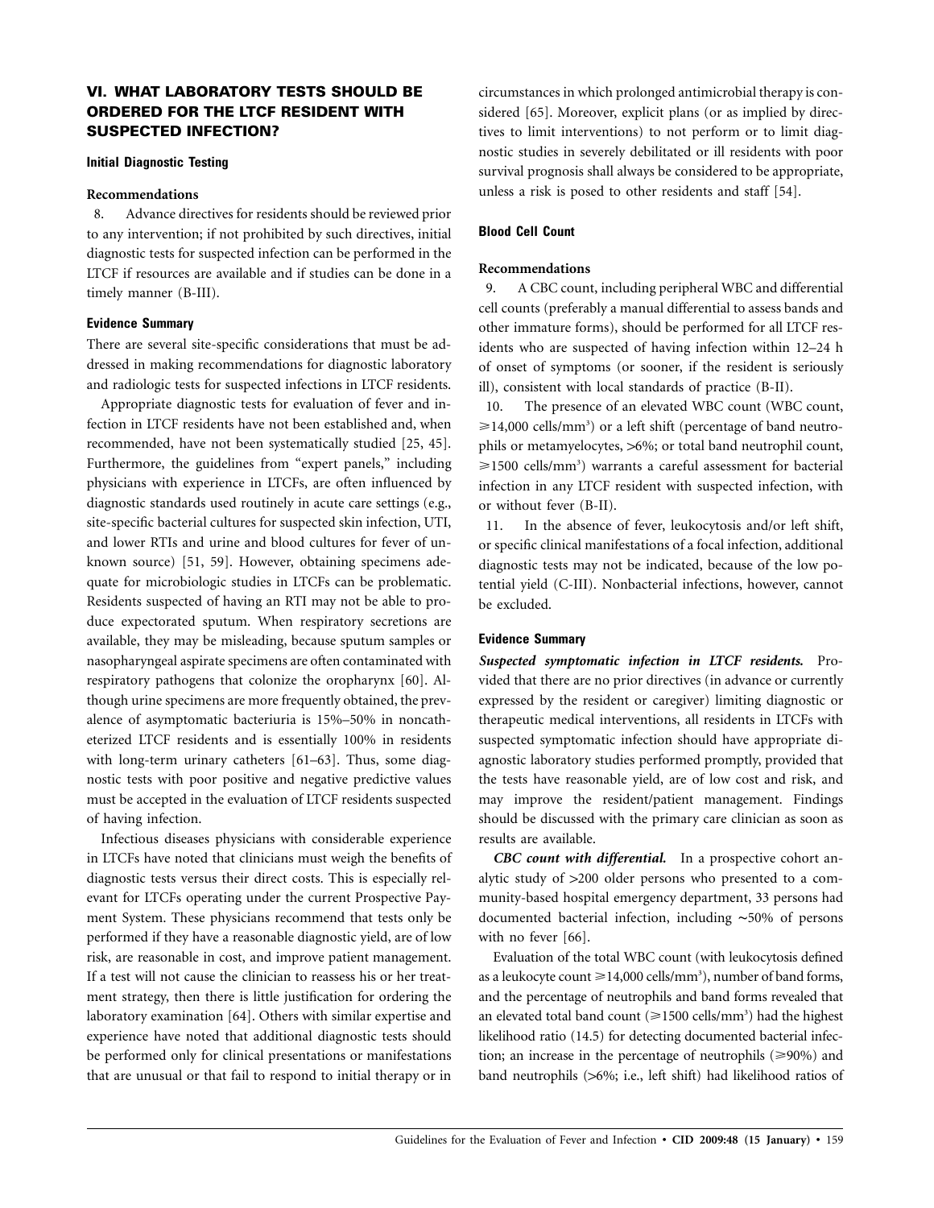## VI. WHAT LABORATORY TESTS SHOULD BE ORDERED FOR THE LTCF RESIDENT WITH SUSPECTED INFECTION?

### Initial Diagnostic Testing

#### Recommendations

8. Advance directives for residents should be reviewed prior to any intervention; if not prohibited by such directives, initial diagnostic tests for suspected infection can be performed in the LTCF if resources are available and if studies can be done in a timely manner (B-III).

#### Evidence Summary

There are several site-specific considerations that must be addressed in making recommendations for diagnostic laboratory and radiologic tests for suspected infections in LTCF residents.

Appropriate diagnostic tests for evaluation of fever and infection in LTCF residents have not been established and, when recommended, have not been systematically studied [25, 45]. Furthermore, the guidelines from "expert panels," including physicians with experience in LTCFs, are often influenced by diagnostic standards used routinely in acute care settings (e.g., site-specific bacterial cultures for suspected skin infection, UTI, and lower RTIs and urine and blood cultures for fever of unknown source) [51, 59]. However, obtaining specimens adequate for microbiologic studies in LTCFs can be problematic. Residents suspected of having an RTI may not be able to produce expectorated sputum. When respiratory secretions are available, they may be misleading, because sputum samples or nasopharyngeal aspirate specimens are often contaminated with respiratory pathogens that colonize the oropharynx [60]. Although urine specimens are more frequently obtained, the prevalence of asymptomatic bacteriuria is 15%–50% in noncatheterized LTCF residents and is essentially 100% in residents with long-term urinary catheters [61–63]. Thus, some diagnostic tests with poor positive and negative predictive values must be accepted in the evaluation of LTCF residents suspected of having infection.

Infectious diseases physicians with considerable experience in LTCFs have noted that clinicians must weigh the benefits of diagnostic tests versus their direct costs. This is especially relevant for LTCFs operating under the current Prospective Payment System. These physicians recommend that tests only be performed if they have a reasonable diagnostic yield, are of low risk, are reasonable in cost, and improve patient management. If a test will not cause the clinician to reassess his or her treatment strategy, then there is little justification for ordering the laboratory examination [64]. Others with similar expertise and experience have noted that additional diagnostic tests should be performed only for clinical presentations or manifestations that are unusual or that fail to respond to initial therapy or in circumstances in which prolonged antimicrobial therapy is considered [65]. Moreover, explicit plans (or as implied by directives to limit interventions) to not perform or to limit diagnostic studies in severely debilitated or ill residents with poor survival prognosis shall always be considered to be appropriate, unless a risk is posed to other residents and staff [54].

### Blood Cell Count

#### Recommendations

9. A CBC count, including peripheral WBC and differential cell counts (preferably a manual differential to assess bands and other immature forms), should be performed for all LTCF residents who are suspected of having infection within 12–24 h of onset of symptoms (or sooner, if the resident is seriously ill), consistent with local standards of practice (B-II).

10. The presence of an elevated WBC count (WBC count, $\geqslant$14,000 cells/mm$^3$) or a left shift (percentage of band neutrophils or metamyelocytes, >6%; or total band neutrophil count, $\geqslant$1500 cells/mm$^3$) warrants a careful assessment for bacterial infection in any LTCF resident with suspected infection, with or without fever (B-II).

11. In the absence of fever, leukocytosis and/or left shift, or specific clinical manifestations of a focal infection, additional diagnostic tests may not be indicated, because of the low potential yield (C-III). Nonbacterial infections, however, cannot be excluded.

#### Evidence Summary

***Suspected symptomatic infection in LTCF residents.*** Provided that there are no prior directives (in advance or currently expressed by the resident or caregiver) limiting diagnostic or therapeutic medical interventions, all residents in LTCFs with suspected symptomatic infection should have appropriate diagnostic laboratory studies performed promptly, provided that the tests have reasonable yield, are of low cost and risk, and may improve the resident/patient management. Findings should be discussed with the primary care clinician as soon as results are available.

***CBC count with differential.*** In a prospective cohort analytic study of >200 older persons who presented to a community-based hospital emergency department, 33 persons had documented bacterial infection, including ~50% of persons with no fever [66].

Evaluation of the total WBC count (with leukocytosis defined as a leukocyte count $\geqslant$14,000 cells/mm$^3$), number of band forms, and the percentage of neutrophils and band forms revealed that an elevated total band count ($\geqslant$1500 cells/mm$^3$) had the highest likelihood ratio (14.5) for detecting documented bacterial infection; an increase in the percentage of neutrophils ($\geqslant$90%) and band neutrophils (>6%; i.e., left shift) had likelihood ratios of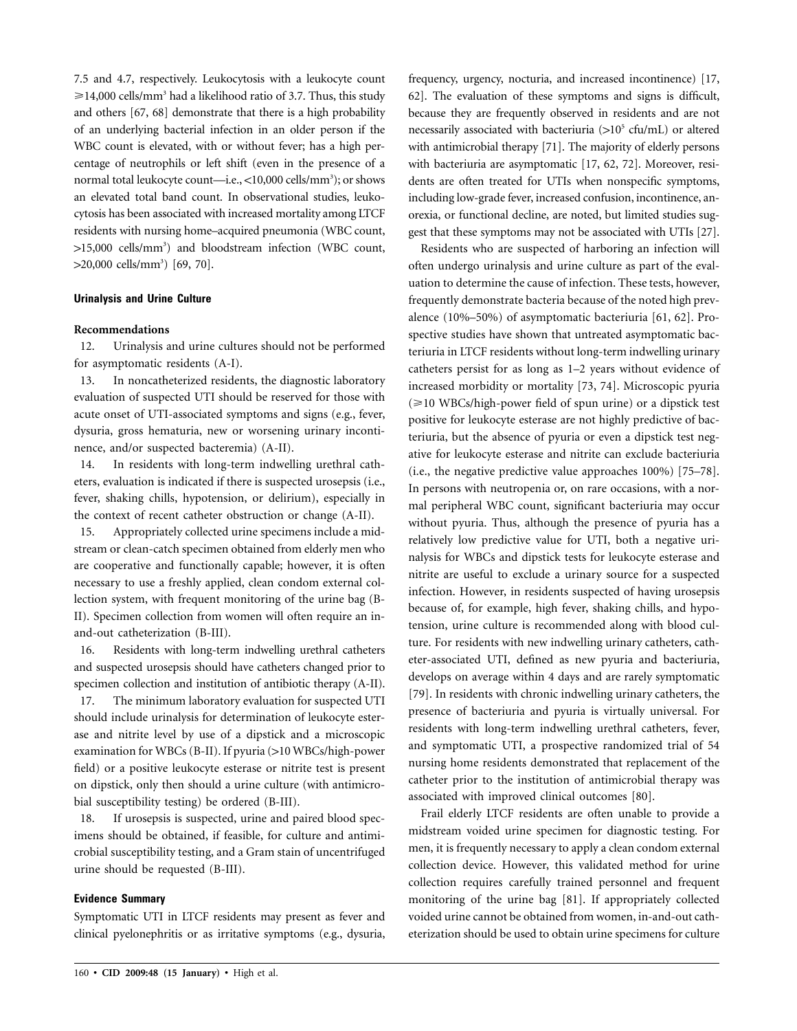7.5 and 4.7, respectively. Leukocytosis with a leukocyte count $\geq$14,000 cells/mm$^3$ had a likelihood ratio of 3.7. Thus, this study and others [67, 68] demonstrate that there is a high probability of an underlying bacterial infection in an older person if the WBC count is elevated, with or without fever; has a high percentage of neutrophils or left shift (even in the presence of a normal total leukocyte count—i.e., <10,000 cells/mm$^3$); or shows an elevated total band count. In observational studies, leukocytosis has been associated with increased mortality among LTCF residents with nursing home–acquired pneumonia (WBC count, >15,000 cells/mm$^3$) and bloodstream infection (WBC count, >20,000 cells/mm$^3$) [69, 70].

### Urinalysis and Urine Culture

#### Recommendations

12. Urinalysis and urine cultures should not be performed for asymptomatic residents (A-I).
13. In noncatheterized residents, the diagnostic laboratory evaluation of suspected UTI should be reserved for those with acute onset of UTI-associated symptoms and signs (e.g., fever, dysuria, gross hematuria, new or worsening urinary incontinence, and/or suspected bacteremia) (A-II).
14. In residents with long-term indwelling urethral catheters, evaluation is indicated if there is suspected urosepsis (i.e., fever, shaking chills, hypotension, or delirium), especially in the context of recent catheter obstruction or change (A-II).
15. Appropriately collected urine specimens include a midstream or clean-catch specimen obtained from elderly men who are cooperative and functionally capable; however, it is often necessary to use a freshly applied, clean condom external collection system, with frequent monitoring of the urine bag (B-II). Specimen collection from women will often require an in-and-out catheterization (B-III).
16. Residents with long-term indwelling urethral catheters and suspected urosepsis should have catheters changed prior to specimen collection and institution of antibiotic therapy (A-II).
17. The minimum laboratory evaluation for suspected UTI should include urinalysis for determination of leukocyte esterase and nitrite level by use of a dipstick and a microscopic examination for WBCs (B-II). If pyuria (>10 WBCs/high-power field) or a positive leukocyte esterase or nitrite test is present on dipstick, only then should a urine culture (with antimicrobial susceptibility testing) be ordered (B-III).
18. If urosepsis is suspected, urine and paired blood specimens should be obtained, if feasible, for culture and antimicrobial susceptibility testing, and a Gram stain of uncentrifuged urine should be requested (B-III).

### Evidence Summary

Symptomatic UTI in LTCF residents may present as fever and clinical pyelonephritis or as irritative symptoms (e.g., dysuria, frequency, urgency, nocturia, and increased incontinence) [17, 62]. The evaluation of these symptoms and signs is difficult, because they are frequently observed in residents and are not necessarily associated with bacteriuria (>10$^5$ cfu/mL) or altered with antimicrobial therapy [71]. The majority of elderly persons with bacteriuria are asymptomatic [17, 62, 72]. Moreover, residents are often treated for UTIs when nonspecific symptoms, including low-grade fever, increased confusion, incontinence, anorexia, or functional decline, are noted, but limited studies suggest that these symptoms may not be associated with UTIs [27].

Residents who are suspected of harboring an infection will often undergo urinalysis and urine culture as part of the evaluation to determine the cause of infection. These tests, however, frequently demonstrate bacteria because of the noted high prevalence (10%–50%) of asymptomatic bacteriuria [61, 62]. Prospective studies have shown that untreated asymptomatic bacteriuria in LTCF residents without long-term indwelling urinary catheters persist for as long as 1–2 years without evidence of increased morbidity or mortality [73, 74]. Microscopic pyuria ($\geq$10 WBCs/high-power field of spun urine) or a dipstick test positive for leukocyte esterase are not highly predictive of bacteriuria, but the absence of pyuria or even a dipstick test negative for leukocyte esterase and nitrite can exclude bacteriuria (i.e., the negative predictive value approaches 100%) [75–78]. In persons with neutropenia or, on rare occasions, with a normal peripheral WBC count, significant bacteriuria may occur without pyuria. Thus, although the presence of pyuria has a relatively low predictive value for UTI, both a negative urinalysis for WBCs and dipstick tests for leukocyte esterase and nitrite are useful to exclude a urinary source for a suspected infection. However, in residents suspected of having urosepsis because of, for example, high fever, shaking chills, and hypotension, urine culture is recommended along with blood culture. For residents with new indwelling urinary catheters, catheter-associated UTI, defined as new pyuria and bacteriuria, develops on average within 4 days and are rarely symptomatic [79]. In residents with chronic indwelling urinary catheters, the presence of bacteriuria and pyuria is virtually universal. For residents with long-term indwelling urethral catheters, fever, and symptomatic UTI, a prospective randomized trial of 54 nursing home residents demonstrated that replacement of the catheter prior to the institution of antimicrobial therapy was associated with improved clinical outcomes [80].

Frail elderly LTCF residents are often unable to provide a midstream voided urine specimen for diagnostic testing. For men, it is frequently necessary to apply a clean condom external collection device. However, this validated method for urine collection requires carefully trained personnel and frequent monitoring of the urine bag [81]. If appropriately collected voided urine cannot be obtained from women, in-and-out catheterization should be used to obtain urine specimens for culture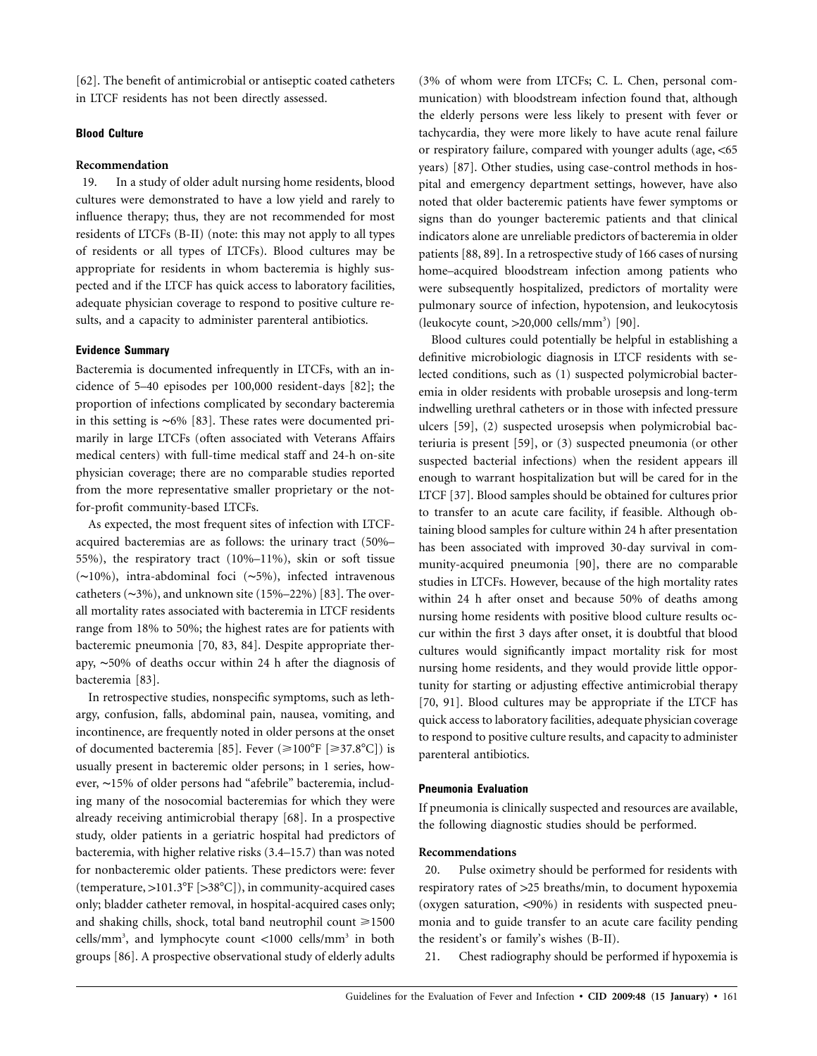[62]. The benefit of antimicrobial or antiseptic coated catheters in LTCF residents has not been directly assessed.

### Blood Culture

#### Recommendation

19. In a study of older adult nursing home residents, blood cultures were demonstrated to have a low yield and rarely to influence therapy; thus, they are not recommended for most residents of LTCFs (B-II) (note: this may not apply to all types of residents or all types of LTCFs). Blood cultures may be appropriate for residents in whom bacteremia is highly suspected and if the LTCF has quick access to laboratory facilities, adequate physician coverage to respond to positive culture results, and a capacity to administer parenteral antibiotics.

### Evidence Summary

Bacteremia is documented infrequently in LTCFs, with an incidence of 5–40 episodes per 100,000 resident-days [82]; the proportion of infections complicated by secondary bacteremia in this setting is ~6% [83]. These rates were documented primarily in large LTCFs (often associated with Veterans Affairs medical centers) with full-time medical staff and 24-h on-site physician coverage; there are no comparable studies reported from the more representative smaller proprietary or the not-for-profit community-based LTCFs.

As expected, the most frequent sites of infection with LTCF-acquired bacteremias are as follows: the urinary tract (50%–55%), the respiratory tract (10%–11%), skin or soft tissue (~10%), intra-abdominal foci (~5%), infected intravenous catheters (~3%), and unknown site (15%–22%) [83]. The overall mortality rates associated with bacteremia in LTCF residents range from 18% to 50%; the highest rates are for patients with bacteremic pneumonia [70, 83, 84]. Despite appropriate therapy, ~50% of deaths occur within 24 h after the diagnosis of bacteremia [83].

In retrospective studies, nonspecific symptoms, such as lethargy, confusion, falls, abdominal pain, nausea, vomiting, and incontinence, are frequently noted in older persons at the onset of documented bacteremia [85]. Fever (⩾100°F [⩾37.8°C]) is usually present in bacteremic older persons; in 1 series, however, ~15% of older persons had "afebrile" bacteremia, including many of the nosocomial bacteremias for which they were already receiving antimicrobial therapy [68]. In a prospective study, older patients in a geriatric hospital had predictors of bacteremia, with higher relative risks (3.4–15.7) than was noted for nonbacteremic older patients. These predictors were: fever (temperature, >101.3°F [>38°C]), in community-acquired cases only; bladder catheter removal, in hospital-acquired cases only; and shaking chills, shock, total band neutrophil count ⩾1500 cells/mm$^3$, and lymphocyte count <1000 cells/mm$^3$ in both groups [86]. A prospective observational study of elderly adults (3% of whom were from LTCFs; C. L. Chen, personal communication) with bloodstream infection found that, although the elderly persons were less likely to present with fever or tachycardia, they were more likely to have acute renal failure or respiratory failure, compared with younger adults (age, <65 years) [87]. Other studies, using case-control methods in hospital and emergency department settings, however, have also noted that older bacteremic patients have fewer symptoms or signs than do younger bacteremic patients and that clinical indicators alone are unreliable predictors of bacteremia in older patients [88, 89]. In a retrospective study of 166 cases of nursing home–acquired bloodstream infection among patients who were subsequently hospitalized, predictors of mortality were pulmonary source of infection, hypotension, and leukocytosis (leukocyte count, >20,000 cells/mm$^3$) [90].

Blood cultures could potentially be helpful in establishing a definitive microbiologic diagnosis in LTCF residents with selected conditions, such as (1) suspected polymicrobial bacteremia in older residents with probable urosepsis and long-term indwelling urethral catheters or in those with infected pressure ulcers [59], (2) suspected urosepsis when polymicrobial bacteriuria is present [59], or (3) suspected pneumonia (or other suspected bacterial infections) when the resident appears ill enough to warrant hospitalization but will be cared for in the LTCF [37]. Blood samples should be obtained for cultures prior to transfer to an acute care facility, if feasible. Although obtaining blood samples for culture within 24 h after presentation has been associated with improved 30-day survival in community-acquired pneumonia [90], there are no comparable studies in LTCFs. However, because of the high mortality rates within 24 h after onset and because 50% of deaths among nursing home residents with positive blood culture results occur within the first 3 days after onset, it is doubtful that blood cultures would significantly impact mortality risk for most nursing home residents, and they would provide little opportunity for starting or adjusting effective antimicrobial therapy [70, 91]. Blood cultures may be appropriate if the LTCF has quick access to laboratory facilities, adequate physician coverage to respond to positive culture results, and capacity to administer parenteral antibiotics.

### Pneumonia Evaluation

If pneumonia is clinically suspected and resources are available, the following diagnostic studies should be performed.

#### Recommendations

20. Pulse oximetry should be performed for residents with respiratory rates of >25 breaths/min, to document hypoxemia (oxygen saturation, <90%) in residents with suspected pneumonia and to guide transfer to an acute care facility pending the resident's or family's wishes (B-II).

21. Chest radiography should be performed if hypoxemia is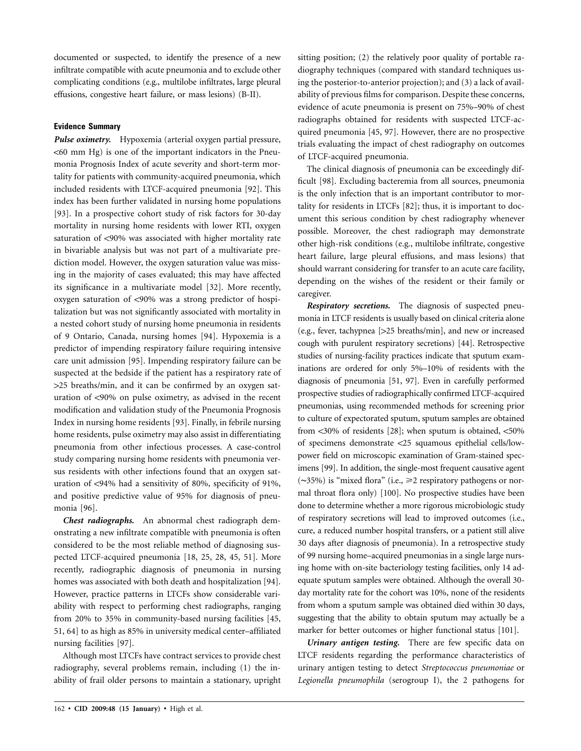documented or suspected, to identify the presence of a new infiltrate compatible with acute pneumonia and to exclude other complicating conditions (e.g., multilobe infiltrates, large pleural effusions, congestive heart failure, or mass lesions) (B-II).

### Evidence Summary

***Pulse oximetry.*** Hypoxemia (arterial oxygen partial pressure, <60 mm Hg) is one of the important indicators in the Pneumonia Prognosis Index of acute severity and short-term mortality for patients with community-acquired pneumonia, which included residents with LTCF-acquired pneumonia [92]. This index has been further validated in nursing home populations [93]. In a prospective cohort study of risk factors for 30-day mortality in nursing home residents with lower RTI, oxygen saturation of <90% was associated with higher mortality rate in bivariable analysis but was not part of a multivariate prediction model. However, the oxygen saturation value was missing in the majority of cases evaluated; this may have affected its significance in a multivariate model [32]. More recently, oxygen saturation of <90% was a strong predictor of hospitalization but was not significantly associated with mortality in a nested cohort study of nursing home pneumonia in residents of 9 Ontario, Canada, nursing homes [94]. Hypoxemia is a predictor of impending respiratory failure requiring intensive care unit admission [95]. Impending respiratory failure can be suspected at the bedside if the patient has a respiratory rate of >25 breaths/min, and it can be confirmed by an oxygen saturation of <90% on pulse oximetry, as advised in the recent modification and validation study of the Pneumonia Prognosis Index in nursing home residents [93]. Finally, in febrile nursing home residents, pulse oximetry may also assist in differentiating pneumonia from other infectious processes. A case-control study comparing nursing home residents with pneumonia versus residents with other infections found that an oxygen saturation of <94% had a sensitivity of 80%, specificity of 91%, and positive predictive value of 95% for diagnosis of pneumonia [96].

***Chest radiographs.*** An abnormal chest radiograph demonstrating a new infiltrate compatible with pneumonia is often considered to be the most reliable method of diagnosing suspected LTCF-acquired pneumonia [18, 25, 28, 45, 51]. More recently, radiographic diagnosis of pneumonia in nursing homes was associated with both death and hospitalization [94]. However, practice patterns in LTCFs show considerable variability with respect to performing chest radiographs, ranging from 20% to 35% in community-based nursing facilities [45, 51, 64] to as high as 85% in university medical center–affiliated nursing facilities [97].

Although most LTCFs have contract services to provide chest radiography, several problems remain, including (1) the inability of frail older persons to maintain a stationary, upright sitting position; (2) the relatively poor quality of portable radiography techniques (compared with standard techniques using the posterior-to-anterior projection); and (3) a lack of availability of previous films for comparison. Despite these concerns, evidence of acute pneumonia is present on 75%–90% of chest radiographs obtained for residents with suspected LTCF-acquired pneumonia [45, 97]. However, there are no prospective trials evaluating the impact of chest radiography on outcomes of LTCF-acquired pneumonia.

The clinical diagnosis of pneumonia can be exceedingly difficult [98]. Excluding bacteremia from all sources, pneumonia is the only infection that is an important contributor to mortality for residents in LTCFs [82]; thus, it is important to document this serious condition by chest radiography whenever possible. Moreover, the chest radiograph may demonstrate other high-risk conditions (e.g., multilobe infiltrate, congestive heart failure, large pleural effusions, and mass lesions) that should warrant considering for transfer to an acute care facility, depending on the wishes of the resident or their family or caregiver.

***Respiratory secretions.*** The diagnosis of suspected pneumonia in LTCF residents is usually based on clinical criteria alone (e.g., fever, tachypnea [>25 breaths/min], and new or increased cough with purulent respiratory secretions) [44]. Retrospective studies of nursing-facility practices indicate that sputum examinations are ordered for only 5%–10% of residents with the diagnosis of pneumonia [51, 97]. Even in carefully performed prospective studies of radiographically confirmed LTCF-acquired pneumonias, using recommended methods for screening prior to culture of expectorated sputum, sputum samples are obtained from <30% of residents [28]; when sputum is obtained, <50% of specimens demonstrate <25 squamous epithelial cells/low-power field on microscopic examination of Gram-stained specimens [99]. In addition, the single-most frequent causative agent (~35%) is "mixed flora" (i.e., ⩾2 respiratory pathogens or normal throat flora only) [100]. No prospective studies have been done to determine whether a more rigorous microbiologic study of respiratory secretions will lead to improved outcomes (i.e., cure, a reduced number hospital transfers, or a patient still alive 30 days after diagnosis of pneumonia). In a retrospective study of 99 nursing home–acquired pneumonias in a single large nursing home with on-site bacteriology testing facilities, only 14 adequate sputum samples were obtained. Although the overall 30-day mortality rate for the cohort was 10%, none of the residents from whom a sputum sample was obtained died within 30 days, suggesting that the ability to obtain sputum may actually be a marker for better outcomes or higher functional status [101].

***Urinary antigen testing.*** There are few specific data on LTCF residents regarding the performance characteristics of urinary antigen testing to detect *Streptococcus pneumoniae* or *Legionella pneumophila* (serogroup I), the 2 pathogens for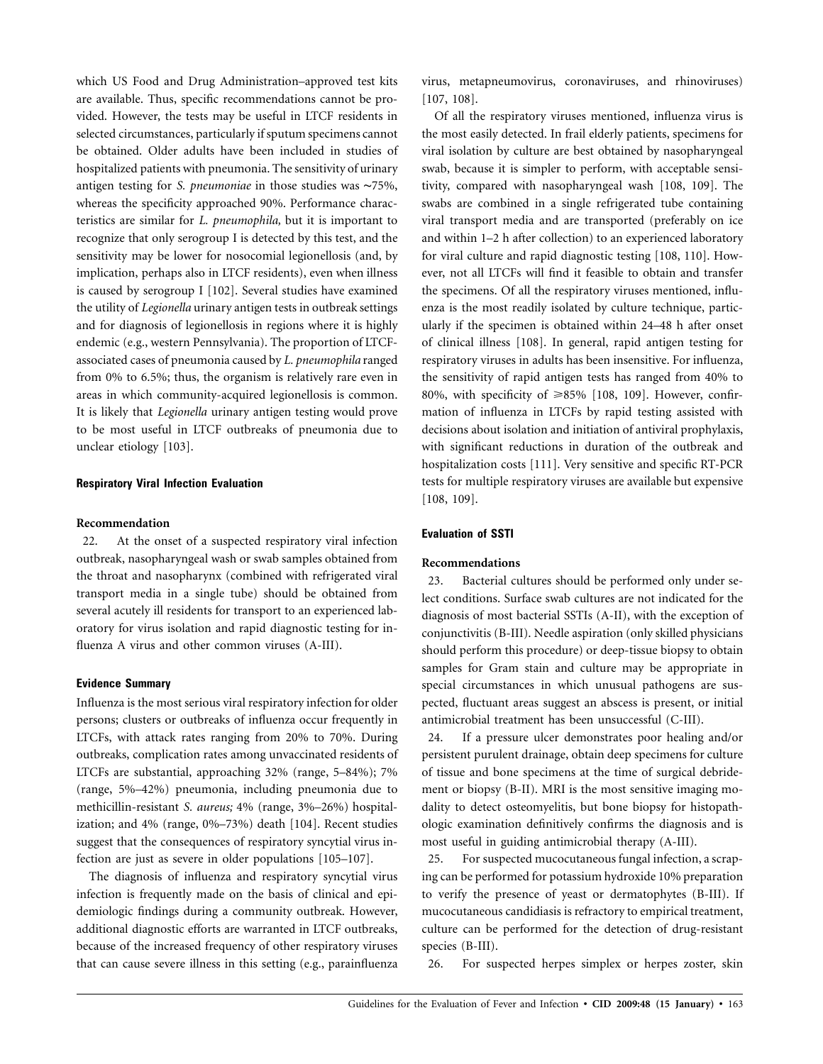which US Food and Drug Administration–approved test kits are available. Thus, specific recommendations cannot be provided. However, the tests may be useful in LTCF residents in selected circumstances, particularly if sputum specimens cannot be obtained. Older adults have been included in studies of hospitalized patients with pneumonia. The sensitivity of urinary antigen testing for *S. pneumoniae* in those studies was ∼75%, whereas the specificity approached 90%. Performance characteristics are similar for *L. pneumophila,* but it is important to recognize that only serogroup I is detected by this test, and the sensitivity may be lower for nosocomial legionellosis (and, by implication, perhaps also in LTCF residents), even when illness is caused by serogroup I [102]. Several studies have examined the utility of *Legionella* urinary antigen tests in outbreak settings and for diagnosis of legionellosis in regions where it is highly endemic (e.g., western Pennsylvania). The proportion of LTCF-associated cases of pneumonia caused by *L. pneumophila* ranged from 0% to 6.5%; thus, the organism is relatively rare even in areas in which community-acquired legionellosis is common. It is likely that *Legionella* urinary antigen testing would prove to be most useful in LTCF outbreaks of pneumonia due to unclear etiology [103].

### Respiratory Viral Infection Evaluation

**Recommendation**

22. At the onset of a suspected respiratory viral infection outbreak, nasopharyngeal wash or swab samples obtained from the throat and nasopharynx (combined with refrigerated viral transport media in a single tube) should be obtained from several acutely ill residents for transport to an experienced laboratory for virus isolation and rapid diagnostic testing for influenza A virus and other common viruses (A-III).

### Evidence Summary

Influenza is the most serious viral respiratory infection for older persons; clusters or outbreaks of influenza occur frequently in LTCFs, with attack rates ranging from 20% to 70%. During outbreaks, complication rates among unvaccinated residents of LTCFs are substantial, approaching 32% (range, 5%–84%); 7% (range, 5%–42%) pneumonia, including pneumonia due to methicillin-resistant *S. aureus;* 4% (range, 3%–26%) hospitalization; and 4% (range, 0%–73%) death [104]. Recent studies suggest that the consequences of respiratory syncytial virus infection are just as severe in older populations [105–107].

The diagnosis of influenza and respiratory syncytial virus infection is frequently made on the basis of clinical and epidemiologic findings during a community outbreak. However, additional diagnostic efforts are warranted in LTCF outbreaks, because of the increased frequency of other respiratory viruses that can cause severe illness in this setting (e.g., parainfluenza virus, metapneumovirus, coronaviruses, and rhinoviruses) [107, 108].

Of all the respiratory viruses mentioned, influenza virus is the most easily detected. In frail elderly patients, specimens for viral isolation by culture are best obtained by nasopharyngeal swab, because it is simpler to perform, with acceptable sensitivity, compared with nasopharyngeal wash [108, 109]. The swabs are combined in a single refrigerated tube containing viral transport media and are transported (preferably on ice and within 1–2 h after collection) to an experienced laboratory for viral culture and rapid diagnostic testing [108, 110]. However, not all LTCFs will find it feasible to obtain and transfer the specimens. Of all the respiratory viruses mentioned, influenza is the most readily isolated by culture technique, particularly if the specimen is obtained within 24–48 h after onset of clinical illness [108]. In general, rapid antigen testing for respiratory viruses in adults has been insensitive. For influenza, the sensitivity of rapid antigen tests has ranged from 40% to 80%, with specificity of ⩾85% [108, 109]. However, confirmation of influenza in LTCFs by rapid testing assisted with decisions about isolation and initiation of antiviral prophylaxis, with significant reductions in duration of the outbreak and hospitalization costs [111]. Very sensitive and specific RT-PCR tests for multiple respiratory viruses are available but expensive [108, 109].

### Evaluation of SSTI

**Recommendations**

23. Bacterial cultures should be performed only under select conditions. Surface swab cultures are not indicated for the diagnosis of most bacterial SSTIs (A-II), with the exception of conjunctivitis (B-III). Needle aspiration (only skilled physicians should perform this procedure) or deep-tissue biopsy to obtain samples for Gram stain and culture may be appropriate in special circumstances in which unusual pathogens are suspected, fluctuant areas suggest an abscess is present, or initial antimicrobial treatment has been unsuccessful (C-III).

24. If a pressure ulcer demonstrates poor healing and/or persistent purulent drainage, obtain deep specimens for culture of tissue and bone specimens at the time of surgical debridement or biopsy (B-II). MRI is the most sensitive imaging modality to detect osteomyelitis, but bone biopsy for histopathologic examination definitively confirms the diagnosis and is most useful in guiding antimicrobial therapy (A-III).

25. For suspected mucocutaneous fungal infection, a scraping can be performed for potassium hydroxide 10% preparation to verify the presence of yeast or dermatophytes (B-III). If mucocutaneous candidiasis is refractory to empirical treatment, culture can be performed for the detection of drug-resistant species (B-III).

26. For suspected herpes simplex or herpes zoster, skin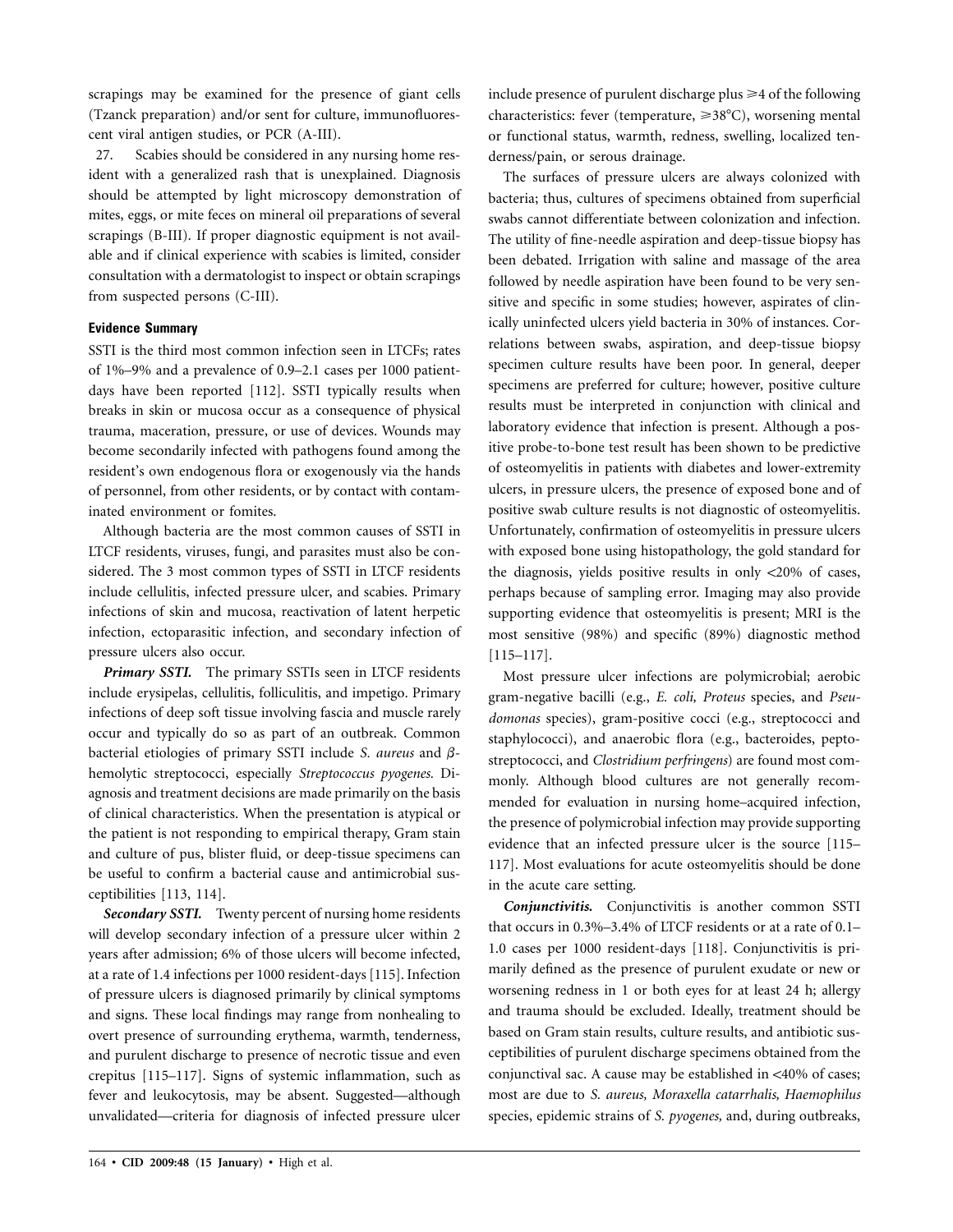scrapings may be examined for the presence of giant cells (Tzanck preparation) and/or sent for culture, immunofluorescent viral antigen studies, or PCR (A-III).

27. Scabies should be considered in any nursing home resident with a generalized rash that is unexplained. Diagnosis should be attempted by light microscopy demonstration of mites, eggs, or mite feces on mineral oil preparations of several scrapings (B-III). If proper diagnostic equipment is not available and if clinical experience with scabies is limited, consider consultation with a dermatologist to inspect or obtain scrapings from suspected persons (C-III).

#### Evidence Summary

SSTI is the third most common infection seen in LTCFs; rates of 1%–9% and a prevalence of 0.9–2.1 cases per 1000 patient-days have been reported [112]. SSTI typically results when breaks in skin or mucosa occur as a consequence of physical trauma, maceration, pressure, or use of devices. Wounds may become secondarily infected with pathogens found among the resident's own endogenous flora or exogenously via the hands of personnel, from other residents, or by contact with contaminated environment or fomites.

Although bacteria are the most common causes of SSTI in LTCF residents, viruses, fungi, and parasites must also be considered. The 3 most common types of SSTI in LTCF residents include cellulitis, infected pressure ulcer, and scabies. Primary infections of skin and mucosa, reactivation of latent herpetic infection, ectoparasitic infection, and secondary infection of pressure ulcers also occur.

***Primary SSTI.*** The primary SSTIs seen in LTCF residents include erysipelas, cellulitis, folliculitis, and impetigo. Primary infections of deep soft tissue involving fascia and muscle rarely occur and typically do so as part of an outbreak. Common bacterial etiologies of primary SSTI include *S. aureus* and $\beta$-hemolytic streptococci, especially *Streptococcus pyogenes.* Diagnosis and treatment decisions are made primarily on the basis of clinical characteristics. When the presentation is atypical or the patient is not responding to empirical therapy, Gram stain and culture of pus, blister fluid, or deep-tissue specimens can be useful to confirm a bacterial cause and antimicrobial susceptibilities [113, 114].

***Secondary SSTI.*** Twenty percent of nursing home residents will develop secondary infection of a pressure ulcer within 2 years after admission; 6% of those ulcers will become infected, at a rate of 1.4 infections per 1000 resident-days [115]. Infection of pressure ulcers is diagnosed primarily by clinical symptoms and signs. These local findings may range from nonhealing to overt presence of surrounding erythema, warmth, tenderness, and purulent discharge to presence of necrotic tissue and even crepitus [115–117]. Signs of systemic inflammation, such as fever and leukocytosis, may be absent. Suggested—although unvalidated—criteria for diagnosis of infected pressure ulcer include presence of purulent discharge plus $\geqslant$4 of the following characteristics: fever (temperature, $\geqslant$38°C), worsening mental or functional status, warmth, redness, swelling, localized tenderness/pain, or serous drainage.

The surfaces of pressure ulcers are always colonized with bacteria; thus, cultures of specimens obtained from superficial swabs cannot differentiate between colonization and infection. The utility of fine-needle aspiration and deep-tissue biopsy has been debated. Irrigation with saline and massage of the area followed by needle aspiration have been found to be very sensitive and specific in some studies; however, aspirates of clinically uninfected ulcers yield bacteria in 30% of instances. Correlations between swabs, aspiration, and deep-tissue biopsy specimen culture results have been poor. In general, deeper specimens are preferred for culture; however, positive culture results must be interpreted in conjunction with clinical and laboratory evidence that infection is present. Although a positive probe-to-bone test result has been shown to be predictive of osteomyelitis in patients with diabetes and lower-extremity ulcers, in pressure ulcers, the presence of exposed bone and of positive swab culture results is not diagnostic of osteomyelitis. Unfortunately, confirmation of osteomyelitis in pressure ulcers with exposed bone using histopathology, the gold standard for the diagnosis, yields positive results in only <20% of cases, perhaps because of sampling error. Imaging may also provide supporting evidence that osteomyelitis is present; MRI is the most sensitive (98%) and specific (89%) diagnostic method [115–117].

Most pressure ulcer infections are polymicrobial; aerobic gram-negative bacilli (e.g., *E. coli, Proteus* species, and *Pseudomonas* species), gram-positive cocci (e.g., streptococci and staphylococci), and anaerobic flora (e.g., bacteroides, peptostreptococci, and *Clostridium perfringens*) are found most commonly. Although blood cultures are not generally recommended for evaluation in nursing home–acquired infection, the presence of polymicrobial infection may provide supporting evidence that an infected pressure ulcer is the source [115–117]. Most evaluations for acute osteomyelitis should be done in the acute care setting.

***Conjunctivitis.*** Conjunctivitis is another common SSTI that occurs in 0.3%–3.4% of LTCF residents or at a rate of 0.1–1.0 cases per 1000 resident-days [118]. Conjunctivitis is primarily defined as the presence of purulent exudate or new or worsening redness in 1 or both eyes for at least 24 h; allergy and trauma should be excluded. Ideally, treatment should be based on Gram stain results, culture results, and antibiotic susceptibilities of purulent discharge specimens obtained from the conjunctival sac. A cause may be established in <40% of cases; most are due to *S. aureus, Moraxella catarrhalis, Haemophilus* species, epidemic strains of *S. pyogenes,* and, during outbreaks,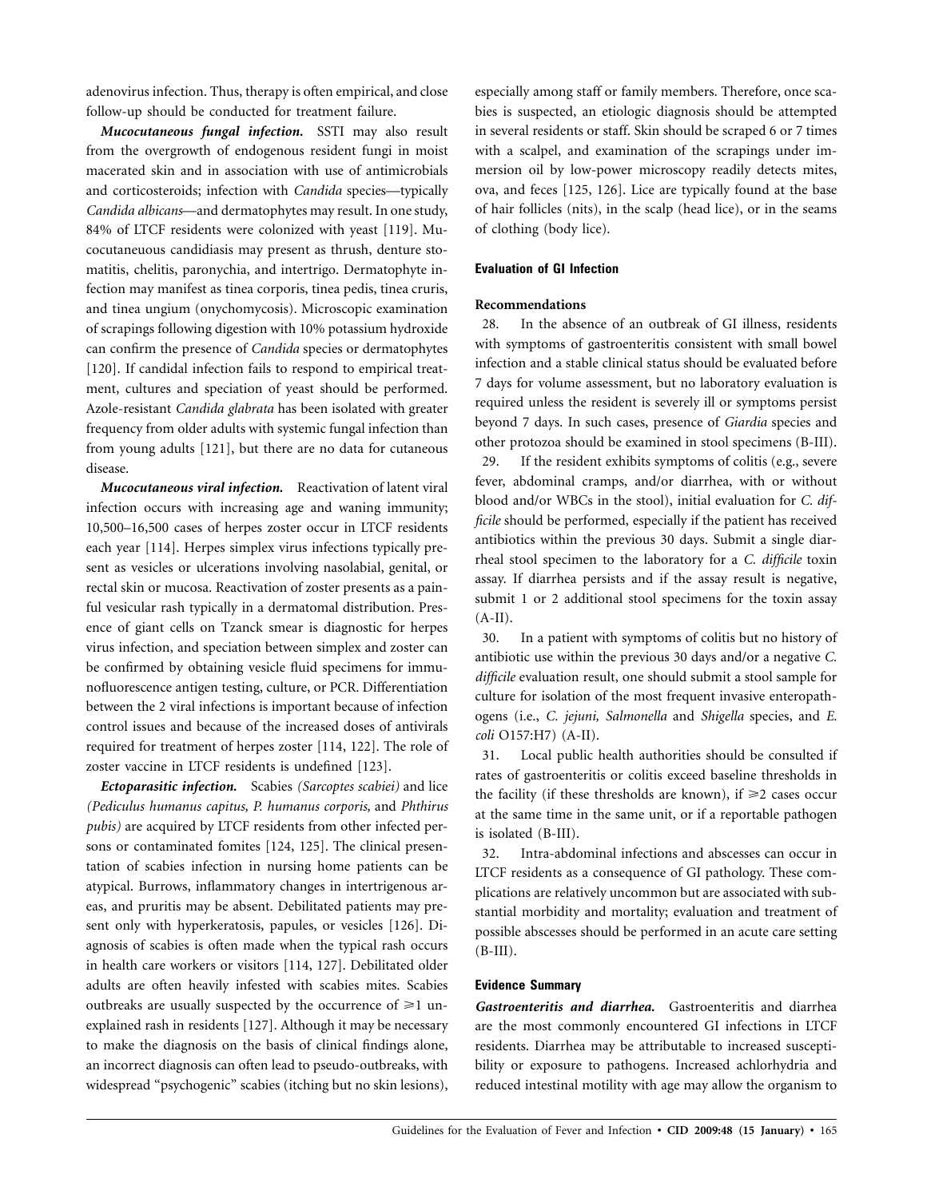adenovirus infection. Thus, therapy is often empirical, and close follow-up should be conducted for treatment failure.

***Mucocutaneous fungal infection.*** SSTI may also result from the overgrowth of endogenous resident fungi in moist macerated skin and in association with use of antimicrobials and corticosteroids; infection with *Candida* species—typically *Candida albicans*—and dermatophytes may result. In one study, 84% of LTCF residents were colonized with yeast [119]. Mucocutaneuous candidiasis may present as thrush, denture stomatitis, chelitis, paronychia, and intertrigo. Dermatophyte infection may manifest as tinea corporis, tinea pedis, tinea cruris, and tinea ungium (onychomycosis). Microscopic examination of scrapings following digestion with 10% potassium hydroxide can confirm the presence of *Candida* species or dermatophytes [120]. If candidal infection fails to respond to empirical treatment, cultures and speciation of yeast should be performed. Azole-resistant *Candida glabrata* has been isolated with greater frequency from older adults with systemic fungal infection than from young adults [121], but there are no data for cutaneous disease.

***Mucocutaneous viral infection.*** Reactivation of latent viral infection occurs with increasing age and waning immunity; 10,500–16,500 cases of herpes zoster occur in LTCF residents each year [114]. Herpes simplex virus infections typically present as vesicles or ulcerations involving nasolabial, genital, or rectal skin or mucosa. Reactivation of zoster presents as a painful vesicular rash typically in a dermatomal distribution. Presence of giant cells on Tzanck smear is diagnostic for herpes virus infection, and speciation between simplex and zoster can be confirmed by obtaining vesicle fluid specimens for immunofluorescence antigen testing, culture, or PCR. Differentiation between the 2 viral infections is important because of infection control issues and because of the increased doses of antivirals required for treatment of herpes zoster [114, 122]. The role of zoster vaccine in LTCF residents is undefined [123].

***Ectoparasitic infection.*** Scabies *(Sarcoptes scabiei)* and lice *(Pediculus humanus capitus, P. humanus corporis,* and *Phthirus pubis)* are acquired by LTCF residents from other infected persons or contaminated fomites [124, 125]. The clinical presentation of scabies infection in nursing home patients can be atypical. Burrows, inflammatory changes in intertrigenous areas, and pruritis may be absent. Debilitated patients may present only with hyperkeratosis, papules, or vesicles [126]. Diagnosis of scabies is often made when the typical rash occurs in health care workers or visitors [114, 127]. Debilitated older adults are often heavily infested with scabies mites. Scabies outbreaks are usually suspected by the occurrence of ⩾1 unexplained rash in residents [127]. Although it may be necessary to make the diagnosis on the basis of clinical findings alone, an incorrect diagnosis can often lead to pseudo-outbreaks, with widespread "psychogenic" scabies (itching but no skin lesions), especially among staff or family members. Therefore, once scabies is suspected, an etiologic diagnosis should be attempted in several residents or staff. Skin should be scraped 6 or 7 times with a scalpel, and examination of the scrapings under immersion oil by low-power microscopy readily detects mites, ova, and feces [125, 126]. Lice are typically found at the base of hair follicles (nits), in the scalp (head lice), or in the seams of clothing (body lice).

## Evaluation of GI Infection

### Recommendations

28. In the absence of an outbreak of GI illness, residents with symptoms of gastroenteritis consistent with small bowel infection and a stable clinical status should be evaluated before 7 days for volume assessment, but no laboratory evaluation is required unless the resident is severely ill or symptoms persist beyond 7 days. In such cases, presence of *Giardia* species and other protozoa should be examined in stool specimens (B-III).

29. If the resident exhibits symptoms of colitis (e.g., severe fever, abdominal cramps, and/or diarrhea, with or without blood and/or WBCs in the stool), initial evaluation for *C. difficile* should be performed, especially if the patient has received antibiotics within the previous 30 days. Submit a single diarrheal stool specimen to the laboratory for a *C. difficile* toxin assay. If diarrhea persists and if the assay result is negative, submit 1 or 2 additional stool specimens for the toxin assay (A-II).

30. In a patient with symptoms of colitis but no history of antibiotic use within the previous 30 days and/or a negative *C. difficile* evaluation result, one should submit a stool sample for culture for isolation of the most frequent invasive enteropathogens (i.e., *C. jejuni, Salmonella* and *Shigella* species, and *E. coli* O157:H7) (A-II).

31. Local public health authorities should be consulted if rates of gastroenteritis or colitis exceed baseline thresholds in the facility (if these thresholds are known), if ⩾2 cases occur at the same time in the same unit, or if a reportable pathogen is isolated (B-III).

32. Intra-abdominal infections and abscesses can occur in LTCF residents as a consequence of GI pathology. These complications are relatively uncommon but are associated with substantial morbidity and mortality; evaluation and treatment of possible abscesses should be performed in an acute care setting (B-III).

## Evidence Summary

***Gastroenteritis and diarrhea.*** Gastroenteritis and diarrhea are the most commonly encountered GI infections in LTCF residents. Diarrhea may be attributable to increased susceptibility or exposure to pathogens. Increased achlorhydria and reduced intestinal motility with age may allow the organism to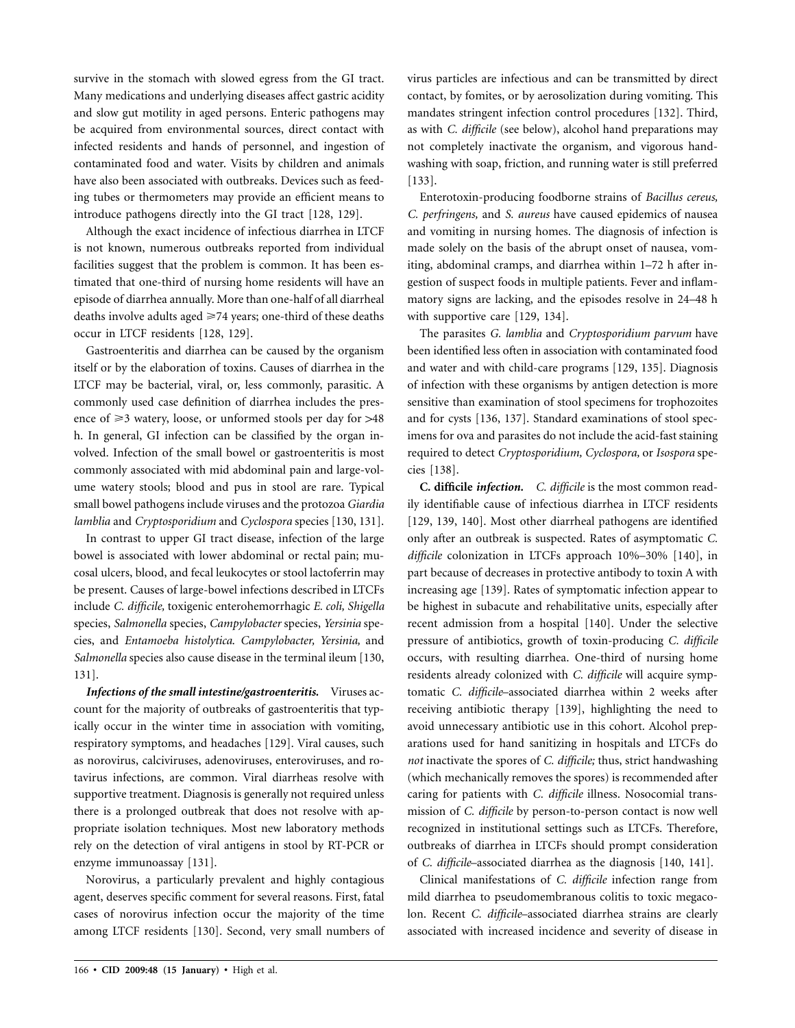survive in the stomach with slowed egress from the GI tract. Many medications and underlying diseases affect gastric acidity and slow gut motility in aged persons. Enteric pathogens may be acquired from environmental sources, direct contact with infected residents and hands of personnel, and ingestion of contaminated food and water. Visits by children and animals have also been associated with outbreaks. Devices such as feeding tubes or thermometers may provide an efficient means to introduce pathogens directly into the GI tract [128, 129].

Although the exact incidence of infectious diarrhea in LTCF is not known, numerous outbreaks reported from individual facilities suggest that the problem is common. It has been estimated that one-third of nursing home residents will have an episode of diarrhea annually. More than one-half of all diarrheal deaths involve adults aged ⩾74 years; one-third of these deaths occur in LTCF residents [128, 129].

Gastroenteritis and diarrhea can be caused by the organism itself or by the elaboration of toxins. Causes of diarrhea in the LTCF may be bacterial, viral, or, less commonly, parasitic. A commonly used case definition of diarrhea includes the presence of ⩾3 watery, loose, or unformed stools per day for >48 h. In general, GI infection can be classified by the organ involved. Infection of the small bowel or gastroenteritis is most commonly associated with mid abdominal pain and large-volume watery stools; blood and pus in stool are rare. Typical small bowel pathogens include viruses and the protozoa *Giardia lamblia* and *Cryptosporidium* and *Cyclospora* species [130, 131].

In contrast to upper GI tract disease, infection of the large bowel is associated with lower abdominal or rectal pain; mucosal ulcers, blood, and fecal leukocytes or stool lactoferrin may be present. Causes of large-bowel infections described in LTCFs include *C. difficile,* toxigenic enterohemorrhagic *E. coli, Shigella* species, *Salmonella* species, *Campylobacter* species, *Yersinia* species, and *Entamoeba histolytica. Campylobacter, Yersinia,* and *Salmonella* species also cause disease in the terminal ileum [130, 131].

***Infections of the small intestine/gastroenteritis.*** Viruses account for the majority of outbreaks of gastroenteritis that typically occur in the winter time in association with vomiting, respiratory symptoms, and headaches [129]. Viral causes, such as norovirus, calciviruses, adenoviruses, enteroviruses, and rotavirus infections, are common. Viral diarrheas resolve with supportive treatment. Diagnosis is generally not required unless there is a prolonged outbreak that does not resolve with appropriate isolation techniques. Most new laboratory methods rely on the detection of viral antigens in stool by RT-PCR or enzyme immunoassay [131].

Norovirus, a particularly prevalent and highly contagious agent, deserves specific comment for several reasons. First, fatal cases of norovirus infection occur the majority of the time among LTCF residents [130]. Second, very small numbers of virus particles are infectious and can be transmitted by direct contact, by fomites, or by aerosolization during vomiting. This mandates stringent infection control procedures [132]. Third, as with *C. difficile* (see below), alcohol hand preparations may not completely inactivate the organism, and vigorous handwashing with soap, friction, and running water is still preferred [133].

Enterotoxin-producing foodborne strains of *Bacillus cereus, C. perfringens,* and *S. aureus* have caused epidemics of nausea and vomiting in nursing homes. The diagnosis of infection is made solely on the basis of the abrupt onset of nausea, vomiting, abdominal cramps, and diarrhea within 1–72 h after ingestion of suspect foods in multiple patients. Fever and inflammatory signs are lacking, and the episodes resolve in 24–48 h with supportive care [129, 134].

The parasites *G. lamblia* and *Cryptosporidium parvum* have been identified less often in association with contaminated food and water and with child-care programs [129, 135]. Diagnosis of infection with these organisms by antigen detection is more sensitive than examination of stool specimens for trophozoites and for cysts [136, 137]. Standard examinations of stool specimens for ova and parasites do not include the acid-fast staining required to detect *Cryptosporidium, Cyclospora,* or *Isospora* species [138].

**C. difficile *infection.*** *C. difficile* is the most common readily identifiable cause of infectious diarrhea in LTCF residents [129, 139, 140]. Most other diarrheal pathogens are identified only after an outbreak is suspected. Rates of asymptomatic *C. difficile* colonization in LTCFs approach 10%–30% [140], in part because of decreases in protective antibody to toxin A with increasing age [139]. Rates of symptomatic infection appear to be highest in subacute and rehabilitative units, especially after recent admission from a hospital [140]. Under the selective pressure of antibiotics, growth of toxin-producing *C. difficile* occurs, with resulting diarrhea. One-third of nursing home residents already colonized with *C. difficile* will acquire symptomatic *C. difficile*–associated diarrhea within 2 weeks after receiving antibiotic therapy [139], highlighting the need to avoid unnecessary antibiotic use in this cohort. Alcohol preparations used for hand sanitizing in hospitals and LTCFs do *not* inactivate the spores of *C. difficile;* thus, strict handwashing (which mechanically removes the spores) is recommended after caring for patients with *C. difficile* illness. Nosocomial transmission of *C. difficile* by person-to-person contact is now well recognized in institutional settings such as LTCFs. Therefore, outbreaks of diarrhea in LTCFs should prompt consideration of *C. difficile*–associated diarrhea as the diagnosis [140, 141].

Clinical manifestations of *C. difficile* infection range from mild diarrhea to pseudomembranous colitis to toxic megacolon. Recent *C. difficile*–associated diarrhea strains are clearly associated with increased incidence and severity of disease in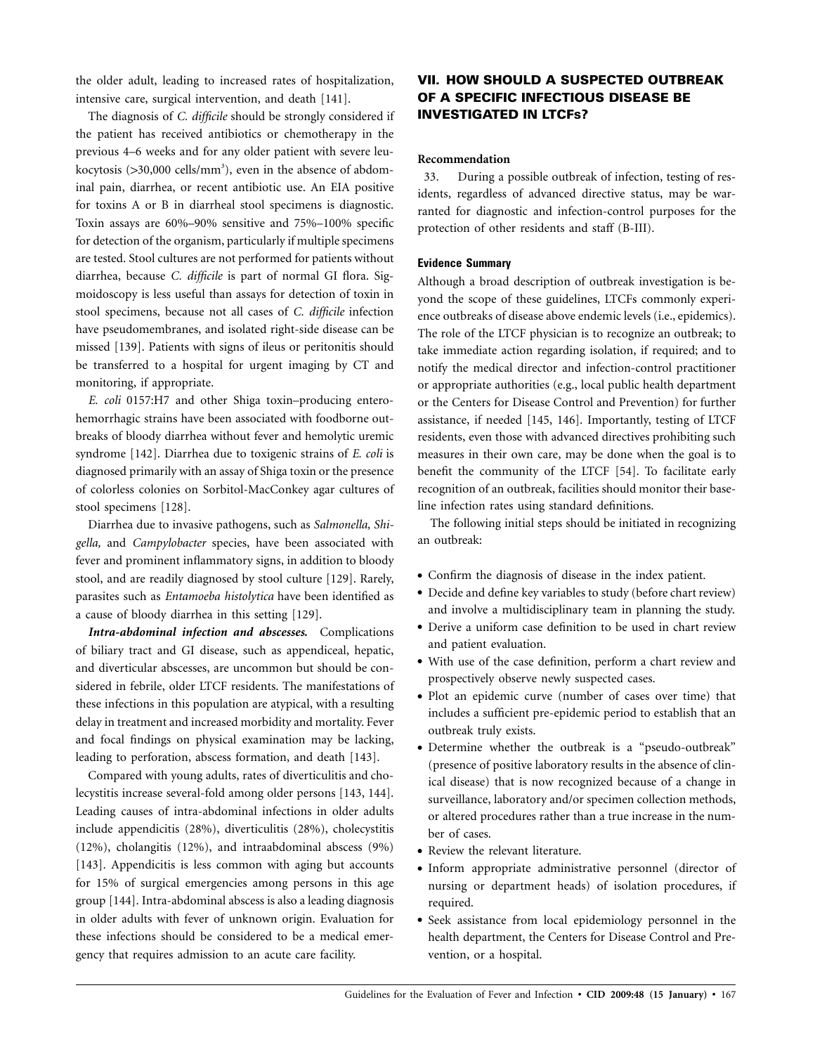the older adult, leading to increased rates of hospitalization, intensive care, surgical intervention, and death [141].

The diagnosis of *C. difficile* should be strongly considered if the patient has received antibiotics or chemotherapy in the previous 4–6 weeks and for any older patient with severe leukocytosis (>30,000 cells/mm$^3$), even in the absence of abdominal pain, diarrhea, or recent antibiotic use. An EIA positive for toxins A or B in diarrheal stool specimens is diagnostic. Toxin assays are 60%–90% sensitive and 75%–100% specific for detection of the organism, particularly if multiple specimens are tested. Stool cultures are not performed for patients without diarrhea, because *C. difficile* is part of normal GI flora. Sigmoidoscopy is less useful than assays for detection of toxin in stool specimens, because not all cases of *C. difficile* infection have pseudomembranes, and isolated right-side disease can be missed [139]. Patients with signs of ileus or peritonitis should be transferred to a hospital for urgent imaging by CT and monitoring, if appropriate.

*E. coli* 0157:H7 and other Shiga toxin–producing enterohemorrhagic strains have been associated with foodborne outbreaks of bloody diarrhea without fever and hemolytic uremic syndrome [142]. Diarrhea due to toxigenic strains of *E. coli* is diagnosed primarily with an assay of Shiga toxin or the presence of colorless colonies on Sorbitol-MacConkey agar cultures of stool specimens [128].

Diarrhea due to invasive pathogens, such as *Salmonella, Shigella,* and *Campylobacter* species, have been associated with fever and prominent inflammatory signs, in addition to bloody stool, and are readily diagnosed by stool culture [129]. Rarely, parasites such as *Entamoeba histolytica* have been identified as a cause of bloody diarrhea in this setting [129].

***Intra-abdominal infection and abscesses.*** Complications of biliary tract and GI disease, such as appendiceal, hepatic, and diverticular abscesses, are uncommon but should be considered in febrile, older LTCF residents. The manifestations of these infections in this population are atypical, with a resulting delay in treatment and increased morbidity and mortality. Fever and focal findings on physical examination may be lacking, leading to perforation, abscess formation, and death [143].

Compared with young adults, rates of diverticulitis and cholecystitis increase several-fold among older persons [143, 144]. Leading causes of intra-abdominal infections in older adults include appendicitis (28%), diverticulitis (28%), cholecystitis (12%), cholangitis (12%), and intraabdominal abscess (9%) [143]. Appendicitis is less common with aging but accounts for 15% of surgical emergencies among persons in this age group [144]. Intra-abdominal abscess is also a leading diagnosis in older adults with fever of unknown origin. Evaluation for these infections should be considered to be a medical emergency that requires admission to an acute care facility.

## VII. HOW SHOULD A SUSPECTED OUTBREAK OF A SPECIFIC INFECTIOUS DISEASE BE INVESTIGATED IN LTCFs?

**Recommendation**

33. During a possible outbreak of infection, testing of residents, regardless of advanced directive status, may be warranted for diagnostic and infection-control purposes for the protection of other residents and staff (B-III).

**Evidence Summary**

Although a broad description of outbreak investigation is beyond the scope of these guidelines, LTCFs commonly experience outbreaks of disease above endemic levels (i.e., epidemics). The role of the LTCF physician is to recognize an outbreak; to take immediate action regarding isolation, if required; and to notify the medical director and infection-control practitioner or appropriate authorities (e.g., local public health department or the Centers for Disease Control and Prevention) for further assistance, if needed [145, 146]. Importantly, testing of LTCF residents, even those with advanced directives prohibiting such measures in their own care, may be done when the goal is to benefit the community of the LTCF [54]. To facilitate early recognition of an outbreak, facilities should monitor their baseline infection rates using standard definitions.

The following initial steps should be initiated in recognizing an outbreak:

- Confirm the diagnosis of disease in the index patient.
- Decide and define key variables to study (before chart review) and involve a multidisciplinary team in planning the study.
- Derive a uniform case definition to be used in chart review and patient evaluation.
- With use of the case definition, perform a chart review and prospectively observe newly suspected cases.
- Plot an epidemic curve (number of cases over time) that includes a sufficient pre-epidemic period to establish that an outbreak truly exists.
- Determine whether the outbreak is a "pseudo-outbreak" (presence of positive laboratory results in the absence of clinical disease) that is now recognized because of a change in surveillance, laboratory and/or specimen collection methods, or altered procedures rather than a true increase in the number of cases.
- Review the relevant literature.
- Inform appropriate administrative personnel (director of nursing or department heads) of isolation procedures, if required.
- Seek assistance from local epidemiology personnel in the health department, the Centers for Disease Control and Prevention, or a hospital.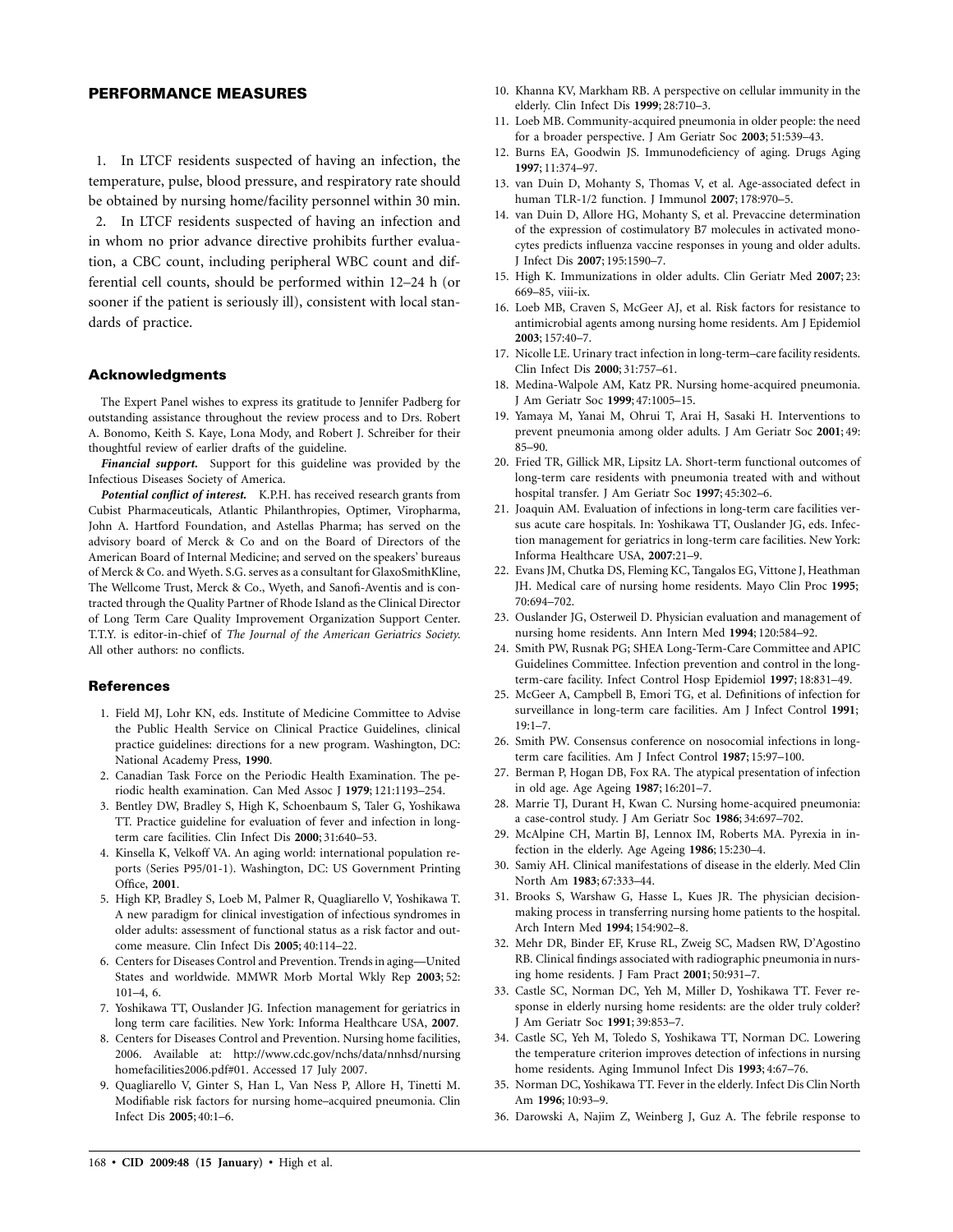## PERFORMANCE MEASURES

1. In LTCF residents suspected of having an infection, the temperature, pulse, blood pressure, and respiratory rate should be obtained by nursing home/facility personnel within 30 min.
2. In LTCF residents suspected of having an infection and in whom no prior advance directive prohibits further evaluation, a CBC count, including peripheral WBC count and differential cell counts, should be performed within 12–24 h (or sooner if the patient is seriously ill), consistent with local standards of practice.

### Acknowledgments

The Expert Panel wishes to express its gratitude to Jennifer Padberg for outstanding assistance throughout the review process and to Drs. Robert A. Bonomo, Keith S. Kaye, Lona Mody, and Robert J. Schreiber for their thoughtful review of earlier drafts of the guideline.

***Financial support.*** Support for this guideline was provided by the Infectious Diseases Society of America.

***Potential conflict of interest.*** K.P.H. has received research grants from Cubist Pharmaceuticals, Atlantic Philanthropies, Optimer, Viropharma, John A. Hartford Foundation, and Astellas Pharma; has served on the advisory board of Merck & Co and on the Board of Directors of the American Board of Internal Medicine; and served on the speakers' bureaus of Merck & Co. and Wyeth. S.G. serves as a consultant for GlaxoSmithKline, The Wellcome Trust, Merck & Co., Wyeth, and Sanofi-Aventis and is contracted through the Quality Partner of Rhode Island as the Clinical Director of Long Term Care Quality Improvement Organization Support Center. T.T.Y. is editor-in-chief of *The Journal of the American Geriatrics Society*. All other authors: no conflicts.

### References

1. Field MJ, Lohr KN, eds. Institute of Medicine Committee to Advise the Public Health Service on Clinical Practice Guidelines, clinical practice guidelines: directions for a new program. Washington, DC: National Academy Press, **1990**.
2. Canadian Task Force on the Periodic Health Examination. The periodic health examination. Can Med Assoc J **1979**; 121:1193–254.
3. Bentley DW, Bradley S, High K, Schoenbaum S, Taler G, Yoshikawa TT. Practice guideline for evaluation of fever and infection in long-term care facilities. Clin Infect Dis **2000**; 31:640–53.
4. Kinsella K, Velkoff VA. An aging world: international population reports (Series P95/01-1). Washington, DC: US Government Printing Office, **2001**.
5. High KP, Bradley S, Loeb M, Palmer R, Quagliarello V, Yoshikawa T. A new paradigm for clinical investigation of infectious syndromes in older adults: assessment of functional status as a risk factor and outcome measure. Clin Infect Dis **2005**; 40:114–22.
6. Centers for Diseases Control and Prevention. Trends in aging—United States and worldwide. MMWR Morb Mortal Wkly Rep **2003**; 52: 101–4, 6.
7. Yoshikawa TT, Ouslander JG. Infection management for geriatrics in long term care facilities. New York: Informa Healthcare USA, **2007**.
8. Centers for Diseases Control and Prevention. Nursing home facilities, 2006. Available at: http://www.cdc.gov/nchs/data/nnhsd/nursinghomefacilities2006.pdf#01. Accessed 17 July 2007.
9. Quagliarello V, Ginter S, Han L, Van Ness P, Allore H, Tinetti M. Modifiable risk factors for nursing home–acquired pneumonia. Clin Infect Dis **2005**; 40:1–6.
10. Khanna KV, Markham RB. A perspective on cellular immunity in the elderly. Clin Infect Dis **1999**; 28:710–3.
11. Loeb MB. Community-acquired pneumonia in older people: the need for a broader perspective. J Am Geriatr Soc **2003**; 51:539–43.
12. Burns EA, Goodwin JS. Immunodeficiency of aging. Drugs Aging **1997**; 11:374–97.
13. van Duin D, Mohanty S, Thomas V, et al. Age-associated defect in human TLR-1/2 function. J Immunol **2007**; 178:970–5.
14. van Duin D, Allore HG, Mohanty S, et al. Prevaccine determination of the expression of costimulatory B7 molecules in activated monocytes predicts influenza vaccine responses in young and older adults. J Infect Dis **2007**; 195:1590–7.
15. High K. Immunizations in older adults. Clin Geriatr Med **2007**; 23: 669–85, viii-ix.
16. Loeb MB, Craven S, McGeer AJ, et al. Risk factors for resistance to antimicrobial agents among nursing home residents. Am J Epidemiol **2003**; 157:40–7.
17. Nicolle LE. Urinary tract infection in long-term–care facility residents. Clin Infect Dis **2000**; 31:757–61.
18. Medina-Walpole AM, Katz PR. Nursing home-acquired pneumonia. J Am Geriatr Soc **1999**; 47:1005–15.
19. Yamaya M, Yanai M, Ohrui T, Arai H, Sasaki H. Interventions to prevent pneumonia among older adults. J Am Geriatr Soc **2001**; 49: 85–90.
20. Fried TR, Gillick MR, Lipsitz LA. Short-term functional outcomes of long-term care residents with pneumonia treated with and without hospital transfer. J Am Geriatr Soc **1997**; 45:302–6.
21. Joaquin AM. Evaluation of infections in long-term care facilities versus acute care hospitals. In: Yoshikawa TT, Ouslander JG, eds. Infection management for geriatrics in long-term care facilities. New York: Informa Healthcare USA, **2007**:21–9.
22. Evans JM, Chutka DS, Fleming KC, Tangalos EG, Vittone J, Heathman JH. Medical care of nursing home residents. Mayo Clin Proc **1995**; 70:694–702.
23. Ouslander JG, Osterweil D. Physician evaluation and management of nursing home residents. Ann Intern Med **1994**; 120:584–92.
24. Smith PW, Rusnak PG; SHEA Long-Term-Care Committee and APIC Guidelines Committee. Infection prevention and control in the long-term-care facility. Infect Control Hosp Epidemiol **1997**; 18:831–49.
25. McGeer A, Campbell B, Emori TG, et al. Definitions of infection for surveillance in long-term care facilities. Am J Infect Control **1991**; 19:1–7.
26. Smith PW. Consensus conference on nosocomial infections in long-term care facilities. Am J Infect Control **1987**; 15:97–100.
27. Berman P, Hogan DB, Fox RA. The atypical presentation of infection in old age. Age Ageing **1987**; 16:201–7.
28. Marrie TJ, Durant H, Kwan C. Nursing home-acquired pneumonia: a case-control study. J Am Geriatr Soc **1986**; 34:697–702.
29. McAlpine CH, Martin BJ, Lennox IM, Roberts MA. Pyrexia in infection in the elderly. Age Ageing **1986**; 15:230–4.
30. Samiy AH. Clinical manifestations of disease in the elderly. Med Clin North Am **1983**; 67:333–44.
31. Brooks S, Warshaw G, Hasse L, Kues JR. The physician decision-making process in transferring nursing home patients to the hospital. Arch Intern Med **1994**; 154:902–8.
32. Mehr DR, Binder EF, Kruse RL, Zweig SC, Madsen RW, D'Agostino RB. Clinical findings associated with radiographic pneumonia in nursing home residents. J Fam Pract **2001**; 50:931–7.
33. Castle SC, Norman DC, Yeh M, Miller D, Yoshikawa TT. Fever response in elderly nursing home residents: are the older truly colder? J Am Geriatr Soc **1991**; 39:853–7.
34. Castle SC, Yeh M, Toledo S, Yoshikawa TT, Norman DC. Lowering the temperature criterion improves detection of infections in nursing home residents. Aging Immunol Infect Dis **1993**; 4:67–76.
35. Norman DC, Yoshikawa TT. Fever in the elderly. Infect Dis Clin North Am **1996**; 10:93–9.
36. Darowski A, Najim Z, Weinberg J, Guz A. The febrile response to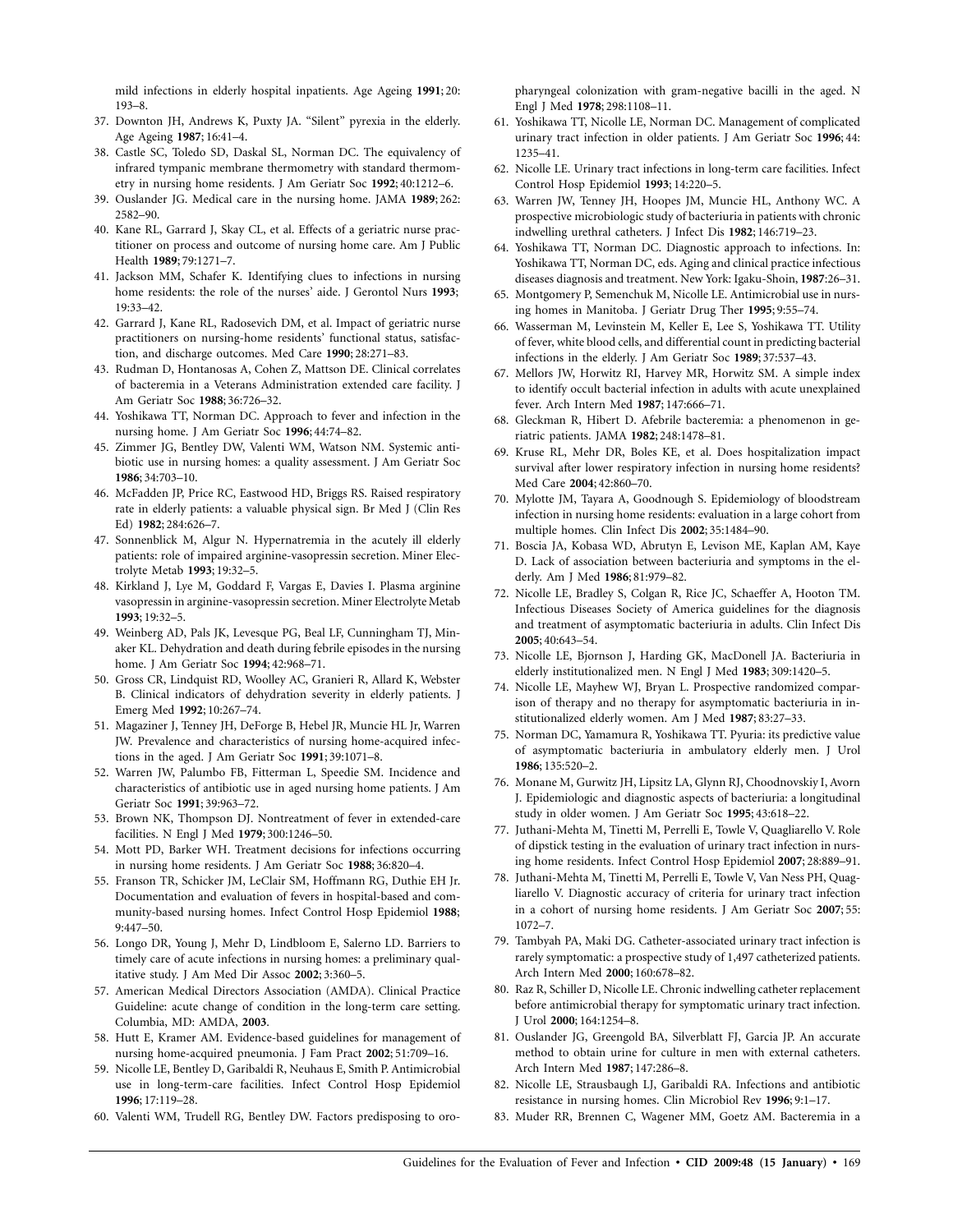mild infections in elderly hospital inpatients. Age Ageing **1991**; 20: 193–8.

37. Downton JH, Andrews K, Puxty JA. "Silent" pyrexia in the elderly. Age Ageing **1987**; 16:41–4.
38. Castle SC, Toledo SD, Daskal SL, Norman DC. The equivalency of infrared tympanic membrane thermometry with standard thermometry in nursing home residents. J Am Geriatr Soc **1992**; 40:1212–6.
39. Ouslander JG. Medical care in the nursing home. JAMA **1989**; 262: 2582–90.
40. Kane RL, Garrard J, Skay CL, et al. Effects of a geriatric nurse practitioner on process and outcome of nursing home care. Am J Public Health **1989**; 79:1271–7.
41. Jackson MM, Schafer K. Identifying clues to infections in nursing home residents: the role of the nurses' aide. J Gerontol Nurs **1993**; 19:33–42.
42. Garrard J, Kane RL, Radosevich DM, et al. Impact of geriatric nurse practitioners on nursing-home residents' functional status, satisfaction, and discharge outcomes. Med Care **1990**; 28:271–83.
43. Rudman D, Hontanosas A, Cohen Z, Mattson DE. Clinical correlates of bacteremia in a Veterans Administration extended care facility. J Am Geriatr Soc **1988**; 36:726–32.
44. Yoshikawa TT, Norman DC. Approach to fever and infection in the nursing home. J Am Geriatr Soc **1996**; 44:74–82.
45. Zimmer JG, Bentley DW, Valenti WM, Watson NM. Systemic antibiotic use in nursing homes: a quality assessment. J Am Geriatr Soc **1986**; 34:703–10.
46. McFadden JP, Price RC, Eastwood HD, Briggs RS. Raised respiratory rate in elderly patients: a valuable physical sign. Br Med J (Clin Res Ed) **1982**; 284:626–7.
47. Sonnenblick M, Algur N. Hypernatremia in the acutely ill elderly patients: role of impaired arginine-vasopressin secretion. Miner Electrolyte Metab **1993**; 19:32–5.
48. Kirkland J, Lye M, Goddard F, Vargas E, Davies I. Plasma arginine vasopressin in arginine-vasopressin secretion. Miner Electrolyte Metab **1993**; 19:32–5.
49. Weinberg AD, Pals JK, Levesque PG, Beal LF, Cunningham TJ, Minaker KL. Dehydration and death during febrile episodes in the nursing home. J Am Geriatr Soc **1994**; 42:968–71.
50. Gross CR, Lindquist RD, Woolley AC, Granieri R, Allard K, Webster B. Clinical indicators of dehydration severity in elderly patients. J Emerg Med **1992**; 10:267–74.
51. Magaziner J, Tenney JH, DeForge B, Hebel JR, Muncie HL Jr, Warren JW. Prevalence and characteristics of nursing home-acquired infections in the aged. J Am Geriatr Soc **1991**; 39:1071–8.
52. Warren JW, Palumbo FB, Fitterman L, Speedie SM. Incidence and characteristics of antibiotic use in aged nursing home patients. J Am Geriatr Soc **1991**; 39:963–72.
53. Brown NK, Thompson DJ. Nontreatment of fever in extended-care facilities. N Engl J Med **1979**; 300:1246–50.
54. Mott PD, Barker WH. Treatment decisions for infections occurring in nursing home residents. J Am Geriatr Soc **1988**; 36:820–4.
55. Franson TR, Schicker JM, LeClair SM, Hoffmann RG, Duthie EH Jr. Documentation and evaluation of fevers in hospital-based and community-based nursing homes. Infect Control Hosp Epidemiol **1988**; 9:447–50.
56. Longo DR, Young J, Mehr D, Lindbloom E, Salerno LD. Barriers to timely care of acute infections in nursing homes: a preliminary qualitative study. J Am Med Dir Assoc **2002**; 3:360–5.
57. American Medical Directors Association (AMDA). Clinical Practice Guideline: acute change of condition in the long-term care setting. Columbia, MD: AMDA, **2003**.
58. Hutt E, Kramer AM. Evidence-based guidelines for management of nursing home-acquired pneumonia. J Fam Pract **2002**; 51:709–16.
59. Nicolle LE, Bentley D, Garibaldi R, Neuhaus E, Smith P. Antimicrobial use in long-term-care facilities. Infect Control Hosp Epidemiol **1996**; 17:119–28.
60. Valenti WM, Trudell RG, Bentley DW. Factors predisposing to oropharyngeal colonization with gram-negative bacilli in the aged. N Engl J Med **1978**; 298:1108–11.
61. Yoshikawa TT, Nicolle LE, Norman DC. Management of complicated urinary tract infection in older patients. J Am Geriatr Soc **1996**; 44: 1235–41.
62. Nicolle LE. Urinary tract infections in long-term care facilities. Infect Control Hosp Epidemiol **1993**; 14:220–5.
63. Warren JW, Tenney JH, Hoopes JM, Muncie HL, Anthony WC. A prospective microbiologic study of bacteriuria in patients with chronic indwelling urethral catheters. J Infect Dis **1982**; 146:719–23.
64. Yoshikawa TT, Norman DC. Diagnostic approach to infections. In: Yoshikawa TT, Norman DC, eds. Aging and clinical practice infectious diseases diagnosis and treatment. New York: Igaku-Shoin, **1987**:26–31.
65. Montgomery P, Semenchuk M, Nicolle LE. Antimicrobial use in nursing homes in Manitoba. J Geriatr Drug Ther **1995**; 9:55–74.
66. Wasserman M, Levinstein M, Keller E, Lee S, Yoshikawa TT. Utility of fever, white blood cells, and differential count in predicting bacterial infections in the elderly. J Am Geriatr Soc **1989**; 37:537–43.
67. Mellors JW, Horwitz RI, Harvey MR, Horwitz SM. A simple index to identify occult bacterial infection in adults with acute unexplained fever. Arch Intern Med **1987**; 147:666–71.
68. Gleckman R, Hibert D. Afebrile bacteremia: a phenomenon in geriatric patients. JAMA **1982**; 248:1478–81.
69. Kruse RL, Mehr DR, Boles KE, et al. Does hospitalization impact survival after lower respiratory infection in nursing home residents? Med Care **2004**; 42:860–70.
70. Mylotte JM, Tayara A, Goodnough S. Epidemiology of bloodstream infection in nursing home residents: evaluation in a large cohort from multiple homes. Clin Infect Dis **2002**; 35:1484–90.
71. Boscia JA, Kobasa WD, Abrutyn E, Levison ME, Kaplan AM, Kaye D. Lack of association between bacteriuria and symptoms in the elderly. Am J Med **1986**; 81:979–82.
72. Nicolle LE, Bradley S, Colgan R, Rice JC, Schaeffer A, Hooton TM. Infectious Diseases Society of America guidelines for the diagnosis and treatment of asymptomatic bacteriuria in adults. Clin Infect Dis **2005**; 40:643–54.
73. Nicolle LE, Bjornson J, Harding GK, MacDonell JA. Bacteriuria in elderly institutionalized men. N Engl J Med **1983**; 309:1420–5.
74. Nicolle LE, Mayhew WJ, Bryan L. Prospective randomized comparison of therapy and no therapy for asymptomatic bacteriuria in institutionalized elderly women. Am J Med **1987**; 83:27–33.
75. Norman DC, Yamamura R, Yoshikawa TT. Pyuria: its predictive value of asymptomatic bacteriuria in ambulatory elderly men. J Urol **1986**; 135:520–2.
76. Monane M, Gurwitz JH, Lipsitz LA, Glynn RJ, Choodnovskiy I, Avorn J. Epidemiologic and diagnostic aspects of bacteriuria: a longitudinal study in older women. J Am Geriatr Soc **1995**; 43:618–22.
77. Juthani-Mehta M, Tinetti M, Perrelli E, Towle V, Quagliarello V. Role of dipstick testing in the evaluation of urinary tract infection in nursing home residents. Infect Control Hosp Epidemiol **2007**; 28:889–91.
78. Juthani-Mehta M, Tinetti M, Perrelli E, Towle V, Van Ness PH, Quagliarello V. Diagnostic accuracy of criteria for urinary tract infection in a cohort of nursing home residents. J Am Geriatr Soc **2007**; 55: 1072–7.
79. Tambyah PA, Maki DG. Catheter-associated urinary tract infection is rarely symptomatic: a prospective study of 1,497 catheterized patients. Arch Intern Med **2000**; 160:678–82.
80. Raz R, Schiller D, Nicolle LE. Chronic indwelling catheter replacement before antimicrobial therapy for symptomatic urinary tract infection. J Urol **2000**; 164:1254–8.
81. Ouslander JG, Greengold BA, Silverblatt FJ, Garcia JP. An accurate method to obtain urine for culture in men with external catheters. Arch Intern Med **1987**; 147:286–8.
82. Nicolle LE, Strausbaugh LJ, Garibaldi RA. Infections and antibiotic resistance in nursing homes. Clin Microbiol Rev **1996**; 9:1–17.
83. Muder RR, Brennen C, Wagener MM, Goetz AM. Bacteremia in a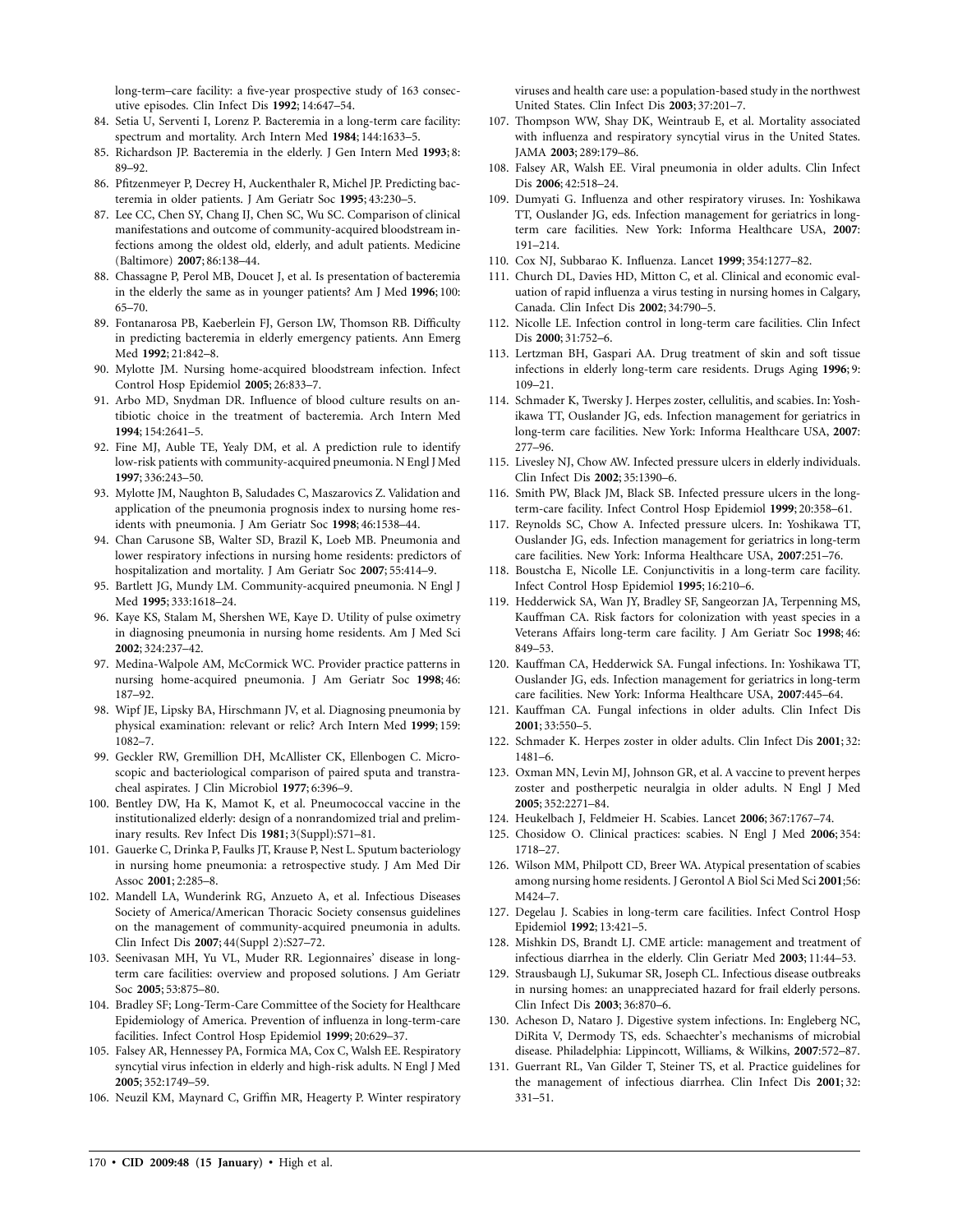long-term–care facility: a five-year prospective study of 163 consecutive episodes. Clin Infect Dis **1992**; 14:647–54.

84. Setia U, Serventi I, Lorenz P. Bacteremia in a long-term care facility: spectrum and mortality. Arch Intern Med **1984**; 144:1633–5.
85. Richardson JP. Bacteremia in the elderly. J Gen Intern Med **1993**; 8: 89–92.
86. Pfitzenmeyer P, Decrey H, Auckenthaler R, Michel JP. Predicting bacteremia in older patients. J Am Geriatr Soc **1995**; 43:230–5.
87. Lee CC, Chen SY, Chang IJ, Chen SC, Wu SC. Comparison of clinical manifestations and outcome of community-acquired bloodstream infections among the oldest old, elderly, and adult patients. Medicine (Baltimore) **2007**; 86:138–44.
88. Chassagne P, Perol MB, Doucet J, et al. Is presentation of bacteremia in the elderly the same as in younger patients? Am J Med **1996**; 100: 65–70.
89. Fontanarosa PB, Kaeberlein FJ, Gerson LW, Thomson RB. Difficulty in predicting bacteremia in elderly emergency patients. Ann Emerg Med **1992**; 21:842–8.
90. Mylotte JM. Nursing home-acquired bloodstream infection. Infect Control Hosp Epidemiol **2005**; 26:833–7.
91. Arbo MD, Snydman DR. Influence of blood culture results on antibiotic choice in the treatment of bacteremia. Arch Intern Med **1994**; 154:2641–5.
92. Fine MJ, Auble TE, Yealy DM, et al. A prediction rule to identify low-risk patients with community-acquired pneumonia. N Engl J Med **1997**; 336:243–50.
93. Mylotte JM, Naughton B, Saludades C, Maszarovics Z. Validation and application of the pneumonia prognosis index to nursing home residents with pneumonia. J Am Geriatr Soc **1998**; 46:1538–44.
94. Chan Carusone SB, Walter SD, Brazil K, Loeb MB. Pneumonia and lower respiratory infections in nursing home residents: predictors of hospitalization and mortality. J Am Geriatr Soc **2007**; 55:414–9.
95. Bartlett JG, Mundy LM. Community-acquired pneumonia. N Engl J Med **1995**; 333:1618–24.
96. Kaye KS, Stalam M, Shershen WE, Kaye D. Utility of pulse oximetry in diagnosing pneumonia in nursing home residents. Am J Med Sci **2002**; 324:237–42.
97. Medina-Walpole AM, McCormick WC. Provider practice patterns in nursing home-acquired pneumonia. J Am Geriatr Soc **1998**; 46: 187–92.
98. Wipf JE, Lipsky BA, Hirschmann JV, et al. Diagnosing pneumonia by physical examination: relevant or relic? Arch Intern Med **1999**; 159: 1082–7.
99. Geckler RW, Gremillion DH, McAllister CK, Ellenbogen C. Microscopic and bacteriological comparison of paired sputa and transtracheal aspirates. J Clin Microbiol **1977**; 6:396–9.
100. Bentley DW, Ha K, Mamot K, et al. Pneumococcal vaccine in the institutionalized elderly: design of a nonrandomized trial and preliminary results. Rev Infect Dis **1981**; 3(Suppl):S71–81.
101. Gauerke C, Drinka P, Faulks JT, Krause P, Nest L. Sputum bacteriology in nursing home pneumonia: a retrospective study. J Am Med Dir Assoc **2001**; 2:285–8.
102. Mandell LA, Wunderink RG, Anzueto A, et al. Infectious Diseases Society of America/American Thoracic Society consensus guidelines on the management of community-acquired pneumonia in adults. Clin Infect Dis **2007**; 44(Suppl 2):S27–72.
103. Seenivasan MH, Yu VL, Muder RR. Legionnaires' disease in long-term care facilities: overview and proposed solutions. J Am Geriatr Soc **2005**; 53:875–80.
104. Bradley SF; Long-Term-Care Committee of the Society for Healthcare Epidemiology of America. Prevention of influenza in long-term-care facilities. Infect Control Hosp Epidemiol **1999**; 20:629–37.
105. Falsey AR, Hennessey PA, Formica MA, Cox C, Walsh EE. Respiratory syncytial virus infection in elderly and high-risk adults. N Engl J Med **2005**; 352:1749–59.
106. Neuzil KM, Maynard C, Griffin MR, Heagerty P. Winter respiratory viruses and health care use: a population-based study in the northwest United States. Clin Infect Dis **2003**; 37:201–7.
107. Thompson WW, Shay DK, Weintraub E, et al. Mortality associated with influenza and respiratory syncytial virus in the United States. JAMA **2003**; 289:179–86.
108. Falsey AR, Walsh EE. Viral pneumonia in older adults. Clin Infect Dis **2006**; 42:518–24.
109. Dumyati G. Influenza and other respiratory viruses. In: Yoshikawa TT, Ouslander JG, eds. Infection management for geriatrics in long-term care facilities. New York: Informa Healthcare USA, **2007**: 191–214.
110. Cox NJ, Subbarao K. Influenza. Lancet **1999**; 354:1277–82.
111. Church DL, Davies HD, Mitton C, et al. Clinical and economic evaluation of rapid influenza a virus testing in nursing homes in Calgary, Canada. Clin Infect Dis **2002**; 34:790–5.
112. Nicolle LE. Infection control in long-term care facilities. Clin Infect Dis **2000**; 31:752–6.
113. Lertzman BH, Gaspari AA. Drug treatment of skin and soft tissue infections in elderly long-term care residents. Drugs Aging **1996**; 9: 109–21.
114. Schmader K, Twersky J. Herpes zoster, cellulitis, and scabies. In: Yoshikawa TT, Ouslander JG, eds. Infection management for geriatrics in long-term care facilities. New York: Informa Healthcare USA, **2007**: 277–96.
115. Livesley NJ, Chow AW. Infected pressure ulcers in elderly individuals. Clin Infect Dis **2002**; 35:1390–6.
116. Smith PW, Black JM, Black SB. Infected pressure ulcers in the long-term-care facility. Infect Control Hosp Epidemiol **1999**; 20:358–61.
117. Reynolds SC, Chow A. Infected pressure ulcers. In: Yoshikawa TT, Ouslander JG, eds. Infection management for geriatrics in long-term care facilities. New York: Informa Healthcare USA, **2007**:251–76.
118. Boustcha E, Nicolle LE. Conjunctivitis in a long-term care facility. Infect Control Hosp Epidemiol **1995**; 16:210–6.
119. Hedderwick SA, Wan JY, Bradley SF, Sangeorzan JA, Terpenning MS, Kauffman CA. Risk factors for colonization with yeast species in a Veterans Affairs long-term care facility. J Am Geriatr Soc **1998**; 46: 849–53.
120. Kauffman CA, Hedderwick SA. Fungal infections. In: Yoshikawa TT, Ouslander JG, eds. Infection management for geriatrics in long-term care facilities. New York: Informa Healthcare USA, **2007**:445–64.
121. Kauffman CA. Fungal infections in older adults. Clin Infect Dis **2001**; 33:550–5.
122. Schmader K. Herpes zoster in older adults. Clin Infect Dis **2001**; 32: 1481–6.
123. Oxman MN, Levin MJ, Johnson GR, et al. A vaccine to prevent herpes zoster and postherpetic neuralgia in older adults. N Engl J Med **2005**; 352:2271–84.
124. Heukelbach J, Feldmeier H. Scabies. Lancet **2006**; 367:1767–74.
125. Chosidow O. Clinical practices: scabies. N Engl J Med **2006**; 354: 1718–27.
126. Wilson MM, Philpott CD, Breer WA. Atypical presentation of scabies among nursing home residents. J Gerontol A Biol Sci Med Sci **2001**;56: M424–7.
127. Degelau J. Scabies in long-term care facilities. Infect Control Hosp Epidemiol **1992**; 13:421–5.
128. Mishkin DS, Brandt LJ. CME article: management and treatment of infectious diarrhea in the elderly. Clin Geriatr Med **2003**; 11:44–53.
129. Strausbaugh LJ, Sukumar SR, Joseph CL. Infectious disease outbreaks in nursing homes: an unappreciated hazard for frail elderly persons. Clin Infect Dis **2003**; 36:870–6.
130. Acheson D, Nataro J. Digestive system infections. In: Engleberg NC, DiRita V, Dermody TS, eds. Schaechter's mechanisms of microbial disease. Philadelphia: Lippincott, Williams, & Wilkins, **2007**:572–87.
131. Guerrant RL, Van Gilder T, Steiner TS, et al. Practice guidelines for the management of infectious diarrhea. Clin Infect Dis **2001**; 32: 331–51.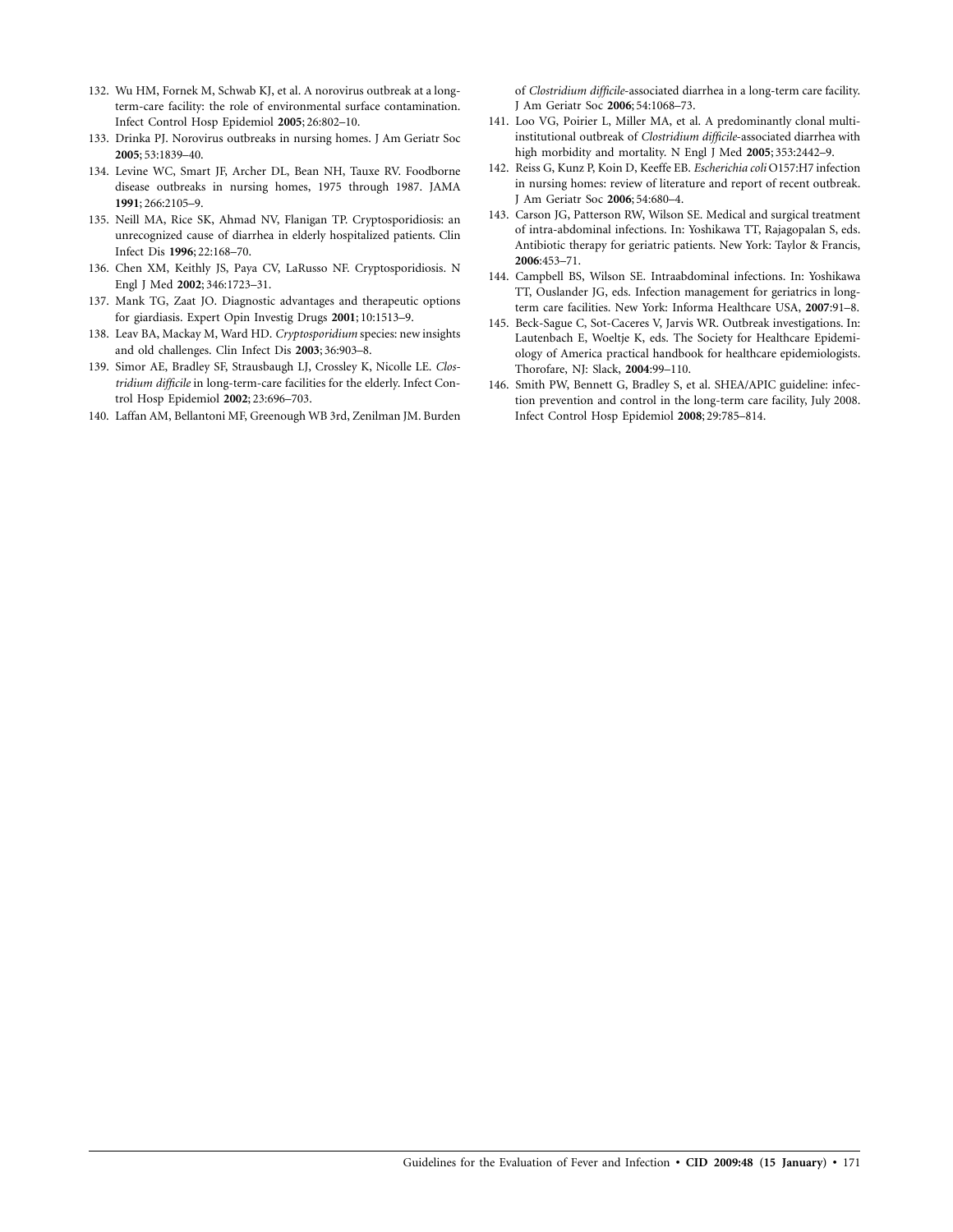132. Wu HM, Fornek M, Schwab KJ, et al. A norovirus outbreak at a long-term-care facility: the role of environmental surface contamination. Infect Control Hosp Epidemiol **2005**; 26:802–10.
133. Drinka PJ. Norovirus outbreaks in nursing homes. J Am Geriatr Soc **2005**; 53:1839–40.
134. Levine WC, Smart JF, Archer DL, Bean NH, Tauxe RV. Foodborne disease outbreaks in nursing homes, 1975 through 1987. JAMA **1991**; 266:2105–9.
135. Neill MA, Rice SK, Ahmad NV, Flanigan TP. Cryptosporidiosis: an unrecognized cause of diarrhea in elderly hospitalized patients. Clin Infect Dis **1996**; 22:168–70.
136. Chen XM, Keithly JS, Paya CV, LaRusso NF. Cryptosporidiosis. N Engl J Med **2002**; 346:1723–31.
137. Mank TG, Zaat JO. Diagnostic advantages and therapeutic options for giardiasis. Expert Opin Investig Drugs **2001**; 10:1513–9.
138. Leav BA, Mackay M, Ward HD. *Cryptosporidium* species: new insights and old challenges. Clin Infect Dis **2003**; 36:903–8.
139. Simor AE, Bradley SF, Strausbaugh LJ, Crossley K, Nicolle LE. *Clostridium difficile* in long-term-care facilities for the elderly. Infect Control Hosp Epidemiol **2002**; 23:696–703.
140. Laffan AM, Bellantoni MF, Greenough WB 3rd, Zenilman JM. Burden of *Clostridium difficile*-associated diarrhea in a long-term care facility. J Am Geriatr Soc **2006**; 54:1068–73.
141. Loo VG, Poirier L, Miller MA, et al. A predominantly clonal multi-institutional outbreak of *Clostridium difficile*-associated diarrhea with high morbidity and mortality. N Engl J Med **2005**; 353:2442–9.
142. Reiss G, Kunz P, Koin D, Keeffe EB. *Escherichia coli* O157:H7 infection in nursing homes: review of literature and report of recent outbreak. J Am Geriatr Soc **2006**; 54:680–4.
143. Carson JG, Patterson RW, Wilson SE. Medical and surgical treatment of intra-abdominal infections. In: Yoshikawa TT, Rajagopalan S, eds. Antibiotic therapy for geriatric patients. New York: Taylor & Francis, **2006**:453–71.
144. Campbell BS, Wilson SE. Intraabdominal infections. In: Yoshikawa TT, Ouslander JG, eds. Infection management for geriatrics in long-term care facilities. New York: Informa Healthcare USA, **2007**:91–8.
145. Beck-Sague C, Sot-Caceres V, Jarvis WR. Outbreak investigations. In: Lautenbach E, Woeltje K, eds. The Society for Healthcare Epidemiology of America practical handbook for healthcare epidemiologists. Thorofare, NJ: Slack, **2004**:99–110.
146. Smith PW, Bennett G, Bradley S, et al. SHEA/APIC guideline: infection prevention and control in the long-term care facility, July 2008. Infect Control Hosp Epidemiol **2008**; 29:785–814.